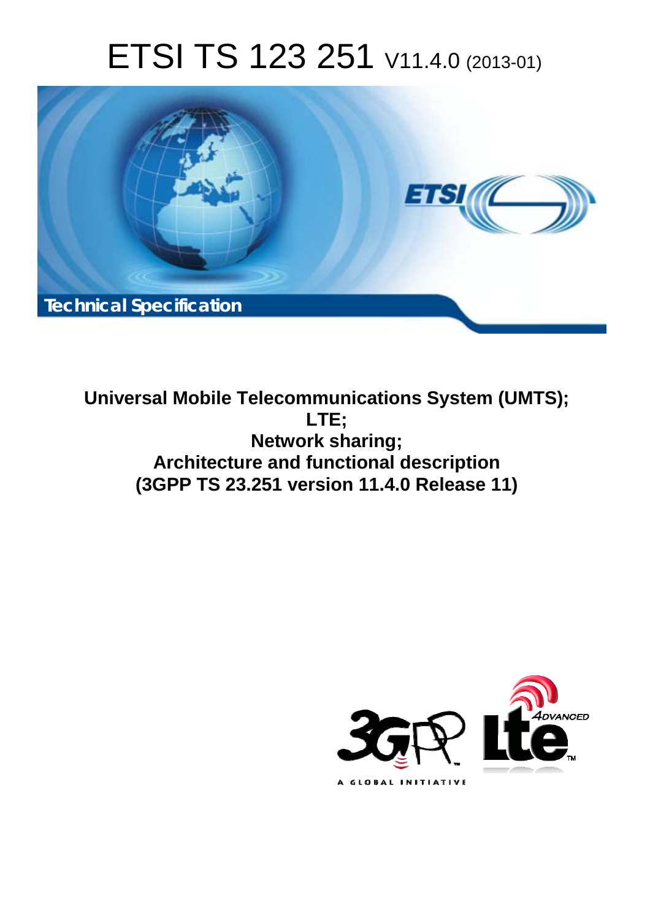# ETSI TS 123 251 V11.4.0 (2013-01)

**Technical Specification**

**Universal Mobile Telecommunications System (UMTS);**
**LTE;**
**Network sharing;**
**Architecture and functional description**
**(3GPP TS 23.251 version 11.4.0 Release 11)**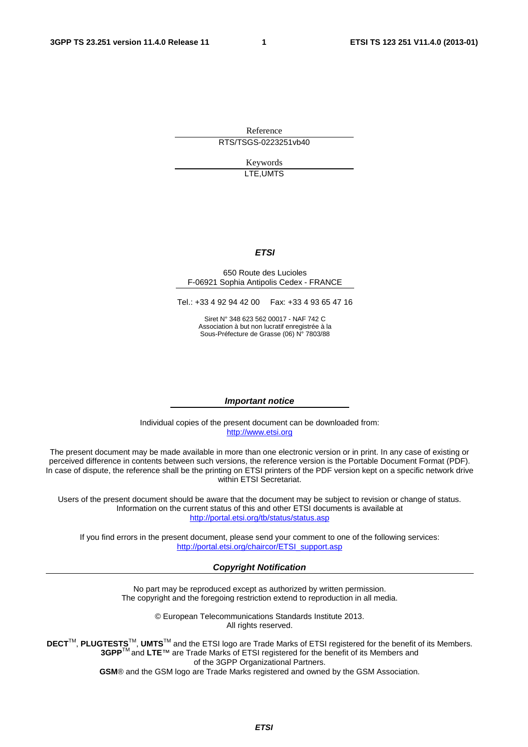Reference

RTS/TSGS-0223251vb40

Keywords

LTE,UMTS

***ETSI***

650 Route des Lucioles
F-06921 Sophia Antipolis Cedex - FRANCE

Tel.: +33 4 92 94 42 00 Fax: +33 4 93 65 47 16

Siret N° 348 623 562 00017 - NAF 742 C
Association à but non lucratif enregistrée à la
Sous-Préfecture de Grasse (06) N° 7803/88

***Important notice***

Individual copies of the present document can be downloaded from:
http://www.etsi.org

The present document may be made available in more than one electronic version or in print. In any case of existing or perceived difference in contents between such versions, the reference version is the Portable Document Format (PDF). In case of dispute, the reference shall be the printing on ETSI printers of the PDF version kept on a specific network drive within ETSI Secretariat.

Users of the present document should be aware that the document may be subject to revision or change of status. Information on the current status of this and other ETSI documents is available at
http://portal.etsi.org/tb/status/status.asp

If you find errors in the present document, please send your comment to one of the following services:
http://portal.etsi.org/chaircor/ETSI_support.asp

***Copyright Notification***

No part may be reproduced except as authorized by written permission.
The copyright and the foregoing restriction extend to reproduction in all media.

© European Telecommunications Standards Institute 2013.
All rights reserved.

**DECT**™, **PLUGTESTS**™, **UMTS**™ and the ETSI logo are Trade Marks of ETSI registered for the benefit of its Members.
**3GPP**™ and **LTE**™ are Trade Marks of ETSI registered for the benefit of its Members and of the 3GPP Organizational Partners.
**GSM**® and the GSM logo are Trade Marks registered and owned by the GSM Association.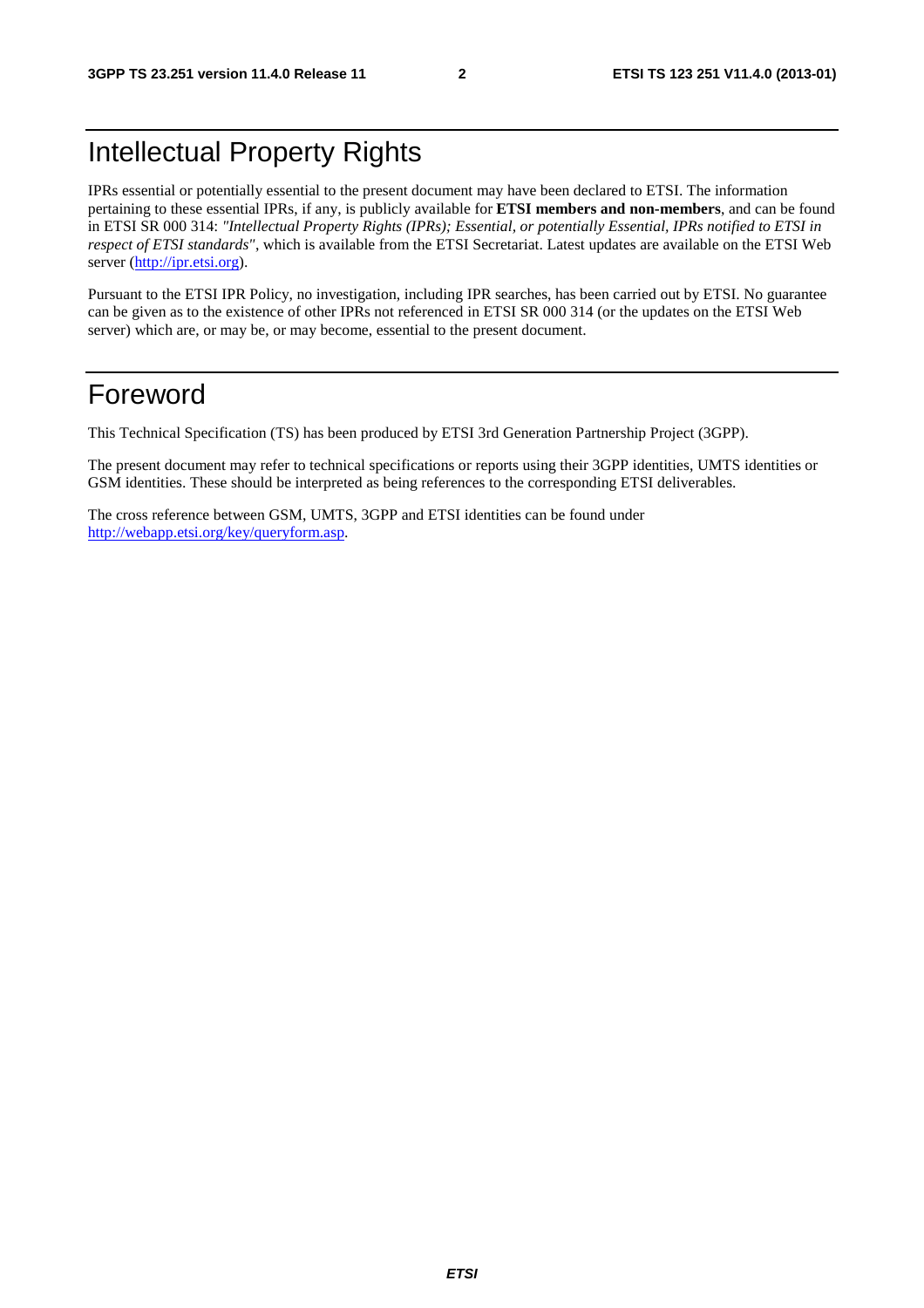# Intellectual Property Rights

IPRs essential or potentially essential to the present document may have been declared to ETSI. The information pertaining to these essential IPRs, if any, is publicly available for **ETSI members and non-members**, and can be found in ETSI SR 000 314: *"Intellectual Property Rights (IPRs); Essential, or potentially Essential, IPRs notified to ETSI in respect of ETSI standards"*, which is available from the ETSI Secretariat. Latest updates are available on the ETSI Web server (http://ipr.etsi.org).

Pursuant to the ETSI IPR Policy, no investigation, including IPR searches, has been carried out by ETSI. No guarantee can be given as to the existence of other IPRs not referenced in ETSI SR 000 314 (or the updates on the ETSI Web server) which are, or may be, or may become, essential to the present document.

# Foreword

This Technical Specification (TS) has been produced by ETSI 3rd Generation Partnership Project (3GPP).

The present document may refer to technical specifications or reports using their 3GPP identities, UMTS identities or GSM identities. These should be interpreted as being references to the corresponding ETSI deliverables.

The cross reference between GSM, UMTS, 3GPP and ETSI identities can be found under http://webapp.etsi.org/key/queryform.asp.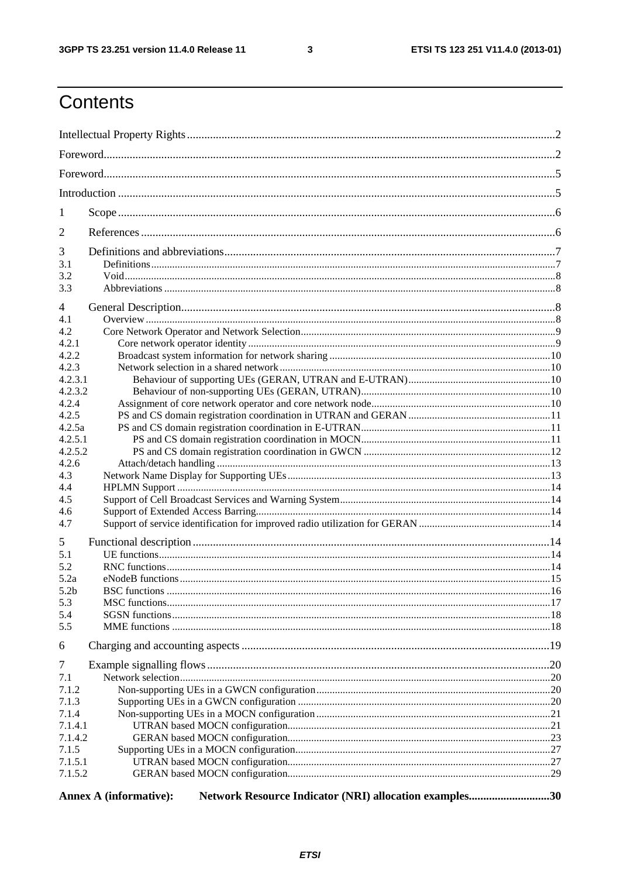# Contents

Intellectual Property Rights ..... 2

Foreword ..... 2

Foreword ..... 5

Introduction ..... 5

1 Scope ..... 6

2 References ..... 6

3 Definitions and abbreviations ..... 7

3.1 Definitions ..... 7

3.2 Void ..... 8

3.3 Abbreviations ..... 8

4 General Description ..... 8

4.1 Overview ..... 8

4.2 Core Network Operator and Network Selection ..... 9

4.2.1 Core network operator identity ..... 9

4.2.2 Broadcast system information for network sharing ..... 10

4.2.3 Network selection in a shared network ..... 10

4.2.3.1 Behaviour of supporting UEs (GERAN, UTRAN and E-UTRAN) ..... 10

4.2.3.2 Behaviour of non-supporting UEs (GERAN, UTRAN) ..... 10

4.2.4 Assignment of core network operator and core network node ..... 10

4.2.5 PS and CS domain registration coordination in UTRAN and GERAN ..... 11

4.2.5a PS and CS domain registration coordination in E-UTRAN ..... 11

4.2.5.1 PS and CS domain registration coordination in MOCN ..... 11

4.2.5.2 PS and CS domain registration coordination in GWCN ..... 12

4.2.6 Attach/detach handling ..... 13

4.3 Network Name Display for Supporting UEs ..... 13

4.4 HPLMN Support ..... 14

4.5 Support of Cell Broadcast Services and Warning System ..... 14

4.6 Support of Extended Access Barring ..... 14

4.7 Support of service identification for improved radio utilization for GERAN ..... 14

5 Functional description ..... 14

5.1 UE functions ..... 14

5.2 RNC functions ..... 14

5.2a eNodeB functions ..... 15

5.2b BSC functions ..... 16

5.3 MSC functions ..... 17

5.4 SGSN functions ..... 18

5.5 MME functions ..... 18

6 Charging and accounting aspects ..... 19

7 Example signalling flows ..... 20

7.1 Network selection ..... 20

7.1.2 Non-supporting UEs in a GWCN configuration ..... 20

7.1.3 Supporting UEs in a GWCN configuration ..... 20

7.1.4 Non-supporting UEs in a MOCN configuration ..... 21

7.1.4.1 UTRAN based MOCN configuration ..... 21

7.1.4.2 GERAN based MOCN configuration ..... 23

7.1.5 Supporting UEs in a MOCN configuration ..... 27

7.1.5.1 UTRAN based MOCN configuration ..... 27

7.1.5.2 GERAN based MOCN configuration ..... 29

**Annex A (informative): Network Resource Indicator (NRI) allocation examples ..... 30**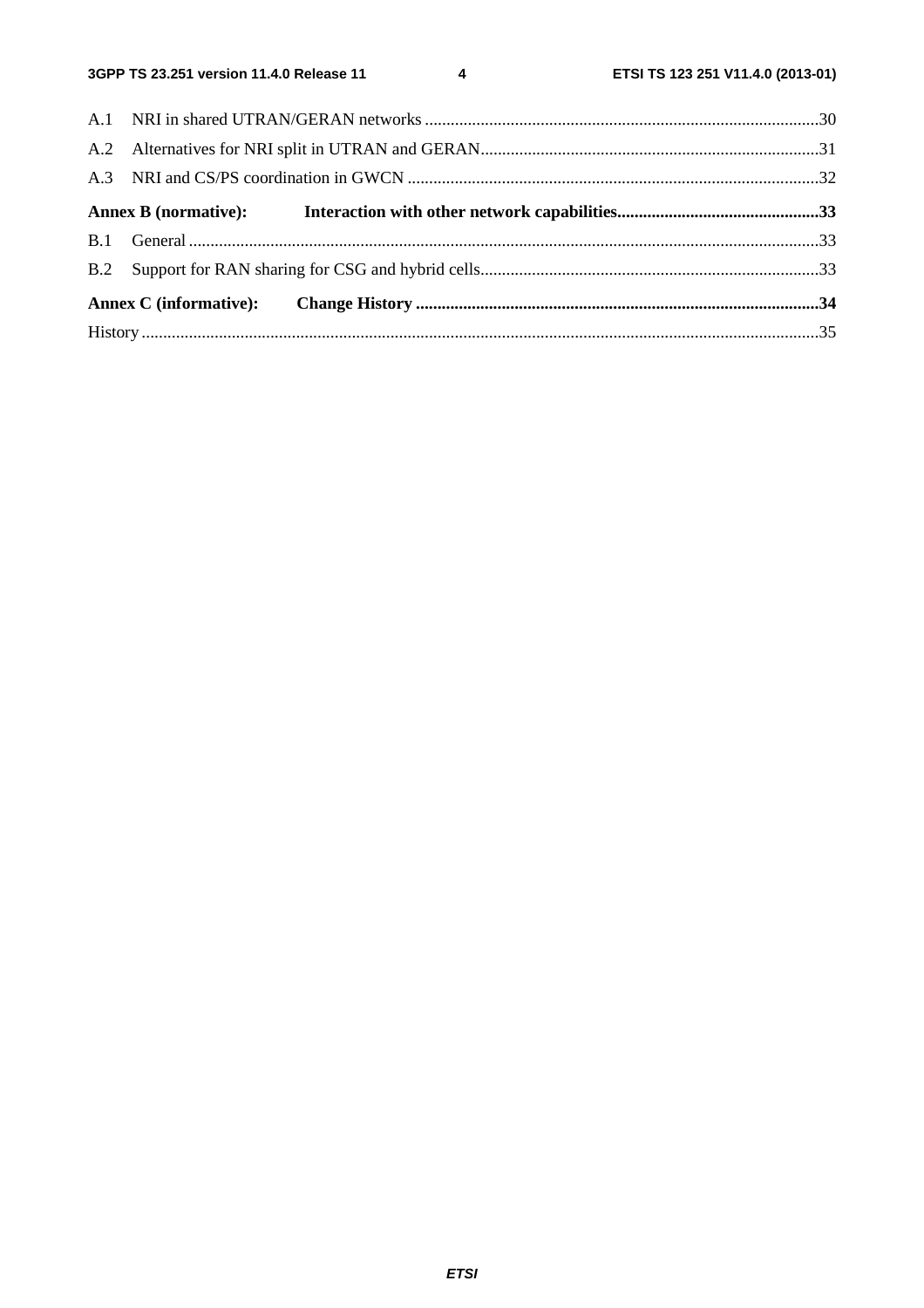A.1 NRI in shared UTRAN/GERAN networks ........................................................................................... 30

A.2 Alternatives for NRI split in UTRAN and GERAN .............................................................................. 31

A.3 NRI and CS/PS coordination in GWCN ............................................................................................... 32

**Annex B (normative): Interaction with other network capabilities ............................................... 33**

B.1 General .................................................................................................................................................. 33

B.2 Support for RAN sharing for CSG and hybrid cells ............................................................................... 33

**Annex C (informative): Change History ............................................................................................. 34**

History ............................................................................................................................................................ 35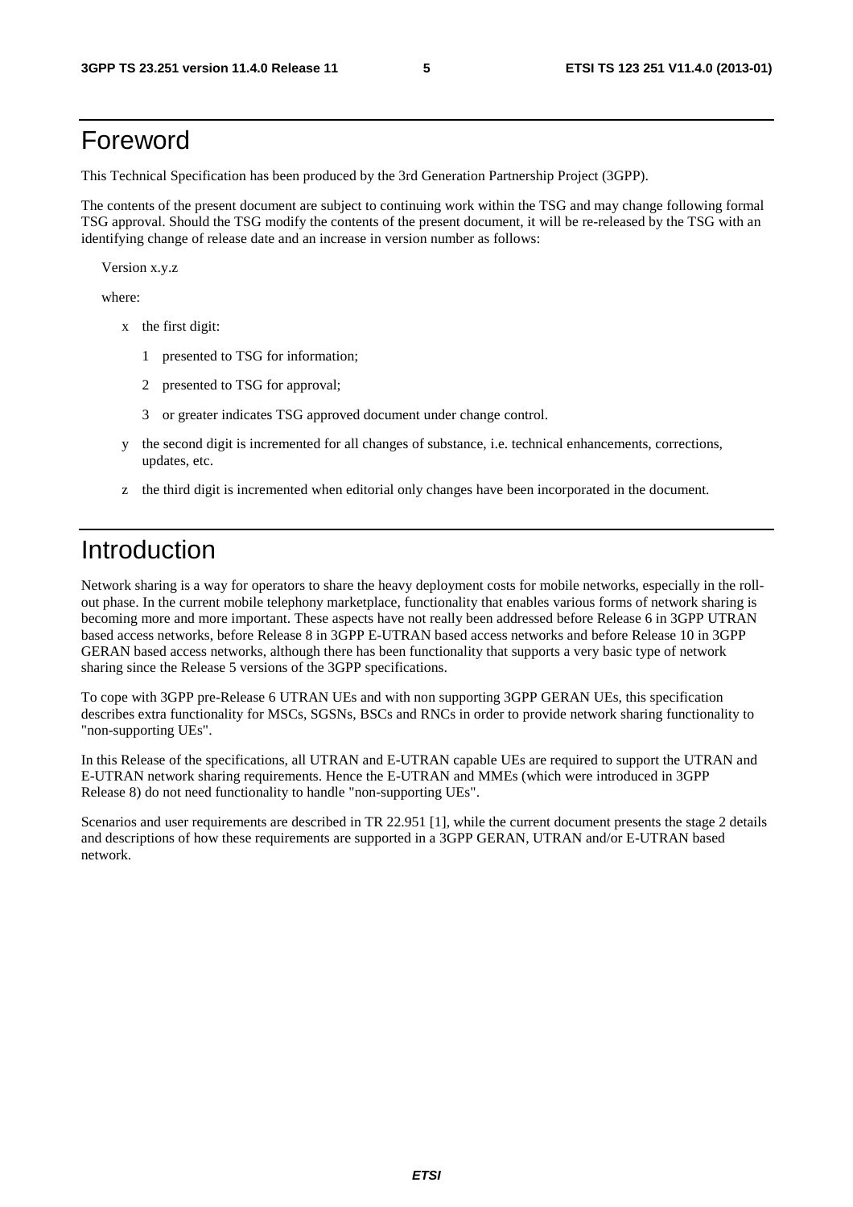# Foreword

This Technical Specification has been produced by the 3rd Generation Partnership Project (3GPP).

The contents of the present document are subject to continuing work within the TSG and may change following formal TSG approval. Should the TSG modify the contents of the present document, it will be re-released by the TSG with an identifying change of release date and an increase in version number as follows:

Version x.y.z

where:

- x the first digit:
  - 1 presented to TSG for information;
  - 2 presented to TSG for approval;
  - 3 or greater indicates TSG approved document under change control.
- y the second digit is incremented for all changes of substance, i.e. technical enhancements, corrections, updates, etc.
- z the third digit is incremented when editorial only changes have been incorporated in the document.

# Introduction

Network sharing is a way for operators to share the heavy deployment costs for mobile networks, especially in the roll-out phase. In the current mobile telephony marketplace, functionality that enables various forms of network sharing is becoming more and more important. These aspects have not really been addressed before Release 6 in 3GPP UTRAN based access networks, before Release 8 in 3GPP E-UTRAN based access networks and before Release 10 in 3GPP GERAN based access networks, although there has been functionality that supports a very basic type of network sharing since the Release 5 versions of the 3GPP specifications.

To cope with 3GPP pre-Release 6 UTRAN UEs and with non supporting 3GPP GERAN UEs, this specification describes extra functionality for MSCs, SGSNs, BSCs and RNCs in order to provide network sharing functionality to "non-supporting UEs".

In this Release of the specifications, all UTRAN and E-UTRAN capable UEs are required to support the UTRAN and E-UTRAN network sharing requirements. Hence the E-UTRAN and MMEs (which were introduced in 3GPP Release 8) do not need functionality to handle "non-supporting UEs".

Scenarios and user requirements are described in TR 22.951 [1], while the current document presents the stage 2 details and descriptions of how these requirements are supported in a 3GPP GERAN, UTRAN and/or E-UTRAN based network.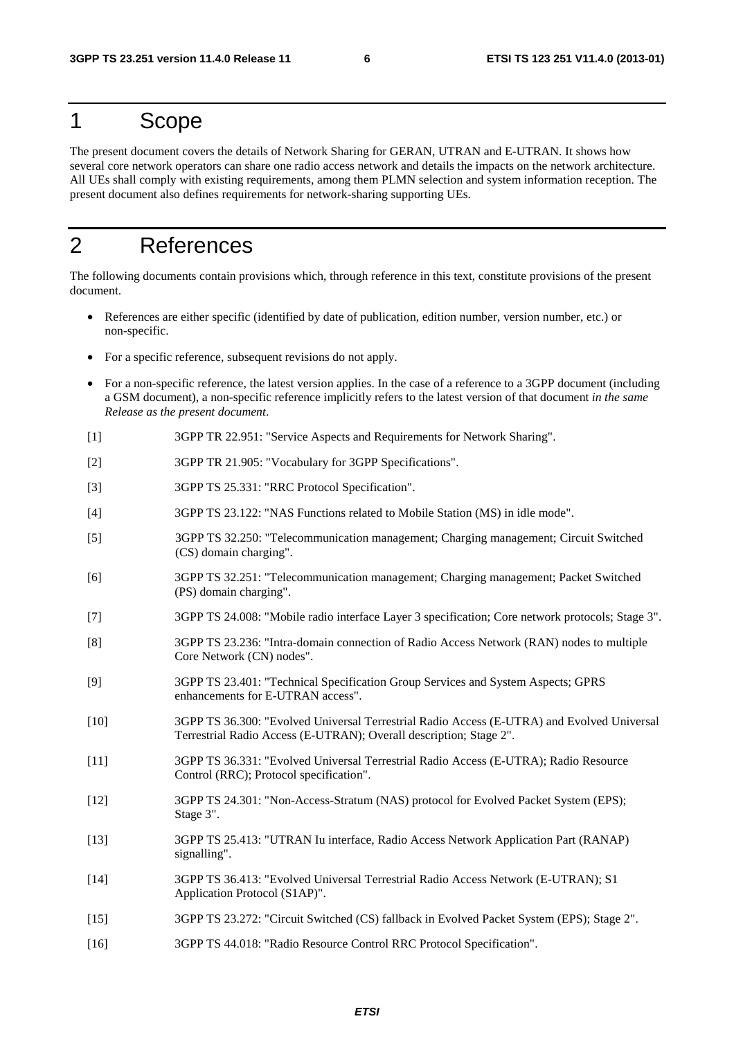# 1 Scope

The present document covers the details of Network Sharing for GERAN, UTRAN and E-UTRAN. It shows how several core network operators can share one radio access network and details the impacts on the network architecture. All UEs shall comply with existing requirements, among them PLMN selection and system information reception. The present document also defines requirements for network-sharing supporting UEs.

# 2 References

The following documents contain provisions which, through reference in this text, constitute provisions of the present document.

- References are either specific (identified by date of publication, edition number, version number, etc.) or non-specific.
- For a specific reference, subsequent revisions do not apply.
- For a non-specific reference, the latest version applies. In the case of a reference to a 3GPP document (including a GSM document), a non-specific reference implicitly refers to the latest version of that document *in the same Release as the present document*.

[1] 3GPP TR 22.951: "Service Aspects and Requirements for Network Sharing".

[2] 3GPP TR 21.905: "Vocabulary for 3GPP Specifications".

[3] 3GPP TS 25.331: "RRC Protocol Specification".

[4] 3GPP TS 23.122: "NAS Functions related to Mobile Station (MS) in idle mode".

[5] 3GPP TS 32.250: "Telecommunication management; Charging management; Circuit Switched (CS) domain charging".

[6] 3GPP TS 32.251: "Telecommunication management; Charging management; Packet Switched (PS) domain charging".

[7] 3GPP TS 24.008: "Mobile radio interface Layer 3 specification; Core network protocols; Stage 3".

[8] 3GPP TS 23.236: "Intra-domain connection of Radio Access Network (RAN) nodes to multiple Core Network (CN) nodes".

[9] 3GPP TS 23.401: "Technical Specification Group Services and System Aspects; GPRS enhancements for E-UTRAN access".

[10] 3GPP TS 36.300: "Evolved Universal Terrestrial Radio Access (E-UTRA) and Evolved Universal Terrestrial Radio Access (E-UTRAN); Overall description; Stage 2".

[11] 3GPP TS 36.331: "Evolved Universal Terrestrial Radio Access (E-UTRA); Radio Resource Control (RRC); Protocol specification".

[12] 3GPP TS 24.301: "Non-Access-Stratum (NAS) protocol for Evolved Packet System (EPS); Stage 3".

[13] 3GPP TS 25.413: "UTRAN Iu interface, Radio Access Network Application Part (RANAP) signalling".

[14] 3GPP TS 36.413: "Evolved Universal Terrestrial Radio Access Network (E-UTRAN); S1 Application Protocol (S1AP)".

[15] 3GPP TS 23.272: "Circuit Switched (CS) fallback in Evolved Packet System (EPS); Stage 2".

[16] 3GPP TS 44.018: "Radio Resource Control RRC Protocol Specification".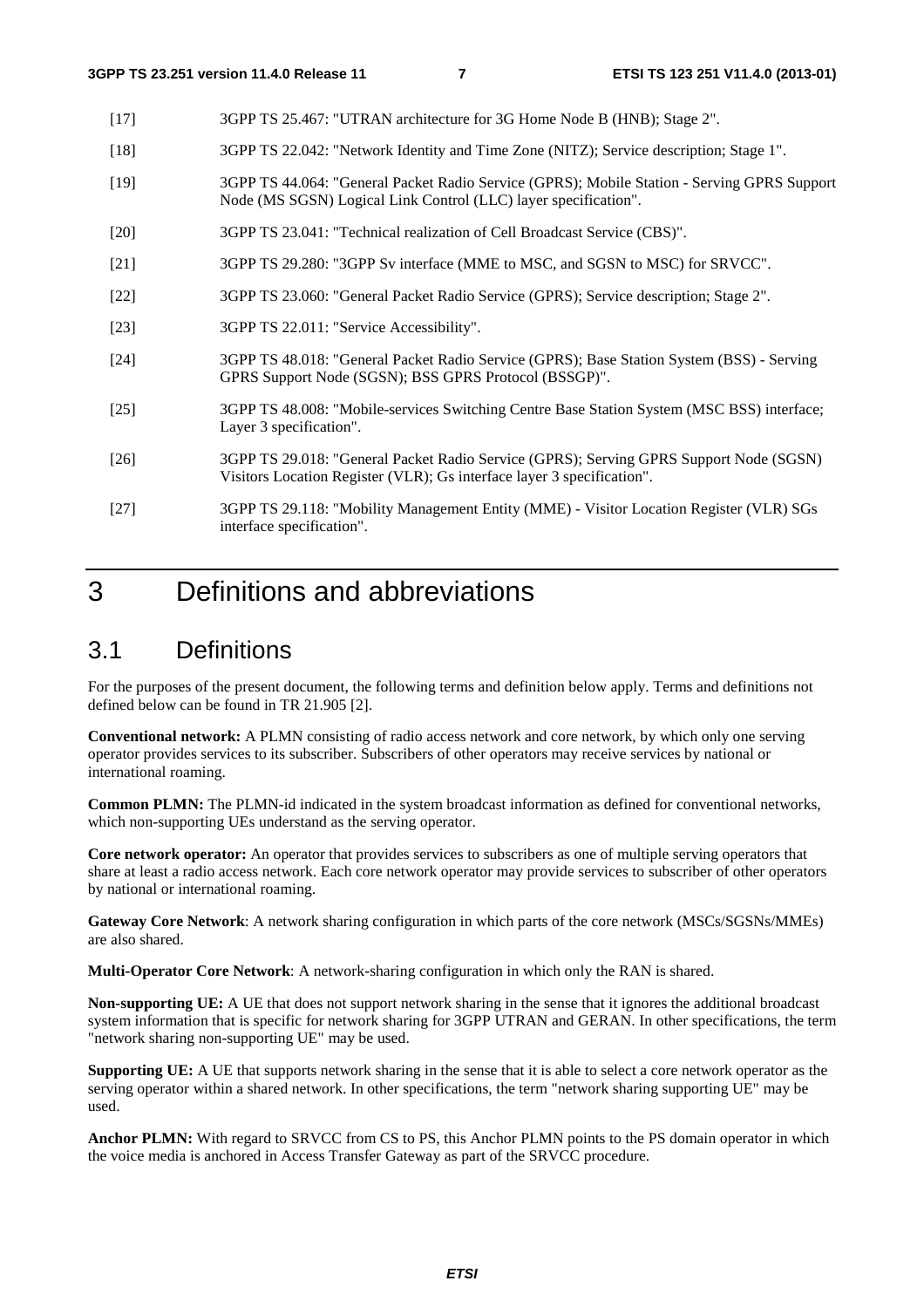[17] 3GPP TS 25.467: "UTRAN architecture for 3G Home Node B (HNB); Stage 2".

[18] 3GPP TS 22.042: "Network Identity and Time Zone (NITZ); Service description; Stage 1".

[19] 3GPP TS 44.064: "General Packet Radio Service (GPRS); Mobile Station - Serving GPRS Support Node (MS SGSN) Logical Link Control (LLC) layer specification".

[20] 3GPP TS 23.041: "Technical realization of Cell Broadcast Service (CBS)".

[21] 3GPP TS 29.280: "3GPP Sv interface (MME to MSC, and SGSN to MSC) for SRVCC".

[22] 3GPP TS 23.060: "General Packet Radio Service (GPRS); Service description; Stage 2".

[23] 3GPP TS 22.011: "Service Accessibility".

[24] 3GPP TS 48.018: "General Packet Radio Service (GPRS); Base Station System (BSS) - Serving GPRS Support Node (SGSN); BSS GPRS Protocol (BSSGP)".

[25] 3GPP TS 48.008: "Mobile-services Switching Centre Base Station System (MSC BSS) interface; Layer 3 specification".

[26] 3GPP TS 29.018: "General Packet Radio Service (GPRS); Serving GPRS Support Node (SGSN) Visitors Location Register (VLR); Gs interface layer 3 specification".

[27] 3GPP TS 29.118: "Mobility Management Entity (MME) - Visitor Location Register (VLR) SGs interface specification".

# 3 Definitions and abbreviations

## 3.1 Definitions

For the purposes of the present document, the following terms and definition below apply. Terms and definitions not defined below can be found in TR 21.905 [2].

**Conventional network:** A PLMN consisting of radio access network and core network, by which only one serving operator provides services to its subscriber. Subscribers of other operators may receive services by national or international roaming.

**Common PLMN:** The PLMN-id indicated in the system broadcast information as defined for conventional networks, which non-supporting UEs understand as the serving operator.

**Core network operator:** An operator that provides services to subscribers as one of multiple serving operators that share at least a radio access network. Each core network operator may provide services to subscriber of other operators by national or international roaming.

**Gateway Core Network**: A network sharing configuration in which parts of the core network (MSCs/SGSNs/MMEs) are also shared.

**Multi-Operator Core Network**: A network-sharing configuration in which only the RAN is shared.

**Non-supporting UE:** A UE that does not support network sharing in the sense that it ignores the additional broadcast system information that is specific for network sharing for 3GPP UTRAN and GERAN. In other specifications, the term "network sharing non-supporting UE" may be used.

**Supporting UE:** A UE that supports network sharing in the sense that it is able to select a core network operator as the serving operator within a shared network. In other specifications, the term "network sharing supporting UE" may be used.

**Anchor PLMN:** With regard to SRVCC from CS to PS, this Anchor PLMN points to the PS domain operator in which the voice media is anchored in Access Transfer Gateway as part of the SRVCC procedure.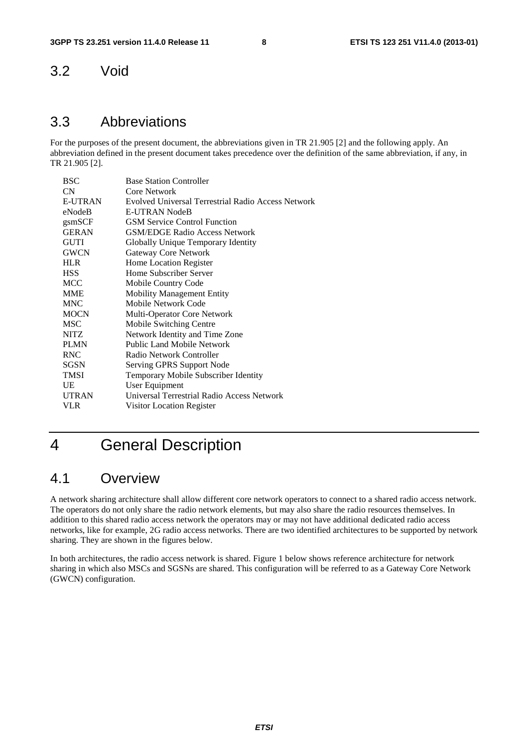## 3.2 Void

## 3.3 Abbreviations

For the purposes of the present document, the abbreviations given in TR 21.905 [2] and the following apply. An abbreviation defined in the present document takes precedence over the definition of the same abbreviation, if any, in TR 21.905 [2].

| | |
|---|---|
| BSC | Base Station Controller |
| CN | Core Network |
| E-UTRAN | Evolved Universal Terrestrial Radio Access Network |
| eNodeB | E-UTRAN NodeB |
| gsmSCF | GSM Service Control Function |
| GERAN | GSM/EDGE Radio Access Network |
| GUTI | Globally Unique Temporary Identity |
| GWCN | Gateway Core Network |
| HLR | Home Location Register |
| HSS | Home Subscriber Server |
| MCC | Mobile Country Code |
| MME | Mobility Management Entity |
| MNC | Mobile Network Code |
| MOCN | Multi-Operator Core Network |
| MSC | Mobile Switching Centre |
| NITZ | Network Identity and Time Zone |
| PLMN | Public Land Mobile Network |
| RNC | Radio Network Controller |
| SGSN | Serving GPRS Support Node |
| TMSI | Temporary Mobile Subscriber Identity |
| UE | User Equipment |
| UTRAN | Universal Terrestrial Radio Access Network |
| VLR | Visitor Location Register |

# 4 General Description

## 4.1 Overview

A network sharing architecture shall allow different core network operators to connect to a shared radio access network. The operators do not only share the radio network elements, but may also share the radio resources themselves. In addition to this shared radio access network the operators may or may not have additional dedicated radio access networks, like for example, 2G radio access networks. There are two identified architectures to be supported by network sharing. They are shown in the figures below.

In both architectures, the radio access network is shared. Figure 1 below shows reference architecture for network sharing in which also MSCs and SGSNs are shared. This configuration will be referred to as a Gateway Core Network (GWCN) configuration.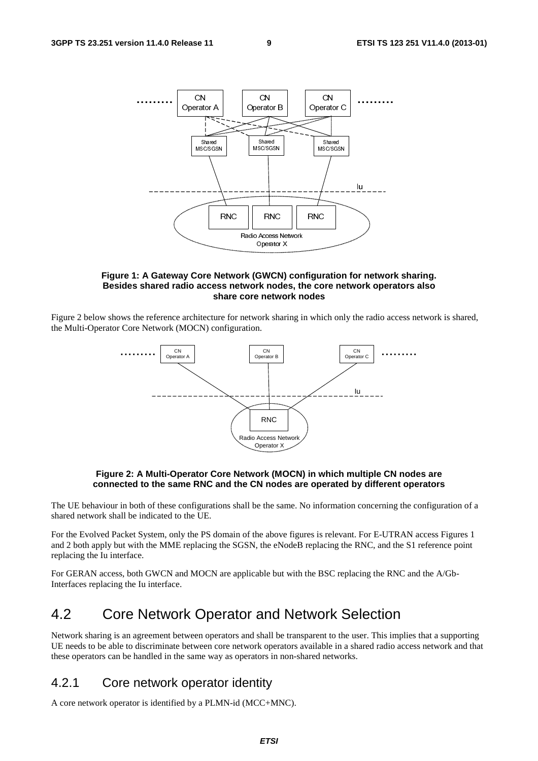**Figure 1: A Gateway Core Network (GWCN) configuration for network sharing. Besides shared radio access network nodes, the core network operators also share core network nodes**

Figure 2 below shows the reference architecture for network sharing in which only the radio access network is shared, the Multi-Operator Core Network (MOCN) configuration.

**Figure 2: A Multi-Operator Core Network (MOCN) in which multiple CN nodes are connected to the same RNC and the CN nodes are operated by different operators**

The UE behaviour in both of these configurations shall be the same. No information concerning the configuration of a shared network shall be indicated to the UE.

For the Evolved Packet System, only the PS domain of the above figures is relevant. For E-UTRAN access Figures 1 and 2 both apply but with the MME replacing the SGSN, the eNodeB replacing the RNC, and the S1 reference point replacing the Iu interface.

For GERAN access, both GWCN and MOCN are applicable but with the BSC replacing the RNC and the A/Gb-Interfaces replacing the Iu interface.

# 4.2 Core Network Operator and Network Selection

Network sharing is an agreement between operators and shall be transparent to the user. This implies that a supporting UE needs to be able to discriminate between core network operators available in a shared radio access network and that these operators can be handled in the same way as operators in non-shared networks.

## 4.2.1 Core network operator identity

A core network operator is identified by a PLMN-id (MCC+MNC).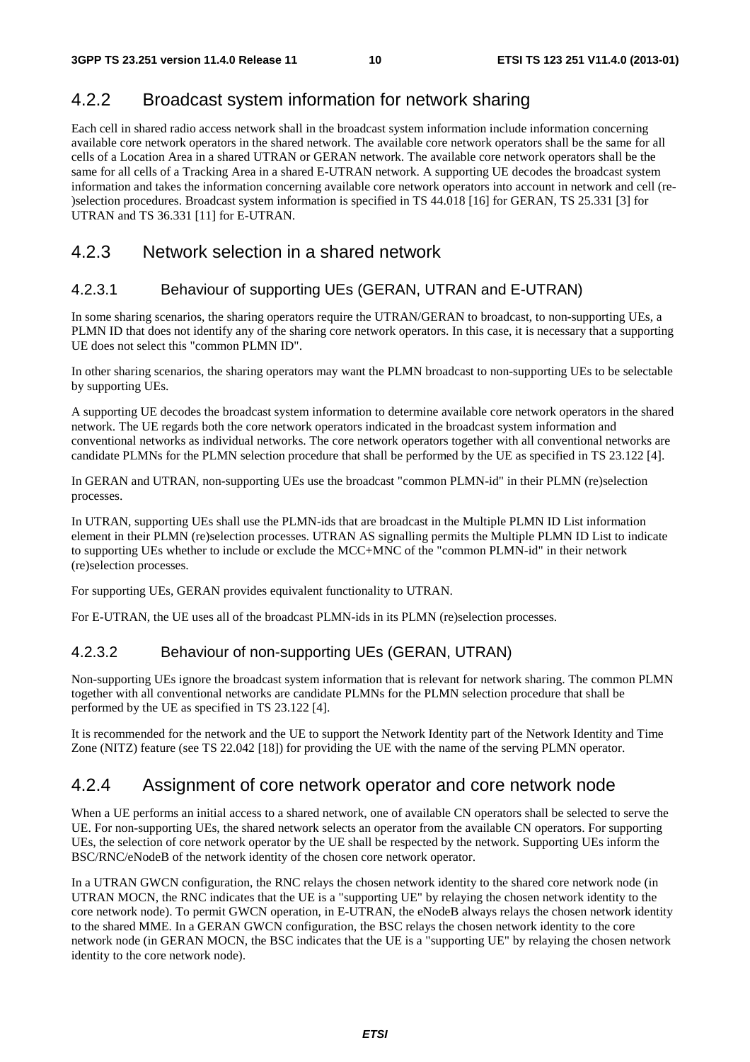### 4.2.2 Broadcast system information for network sharing

Each cell in shared radio access network shall in the broadcast system information include information concerning available core network operators in the shared network. The available core network operators shall be the same for all cells of a Location Area in a shared UTRAN or GERAN network. The available core network operators shall be the same for all cells of a Tracking Area in a shared E-UTRAN network. A supporting UE decodes the broadcast system information and takes the information concerning available core network operators into account in network and cell (re-)selection procedures. Broadcast system information is specified in TS 44.018 [16] for GERAN, TS 25.331 [3] for UTRAN and TS 36.331 [11] for E-UTRAN.

### 4.2.3 Network selection in a shared network

#### 4.2.3.1 Behaviour of supporting UEs (GERAN, UTRAN and E-UTRAN)

In some sharing scenarios, the sharing operators require the UTRAN/GERAN to broadcast, to non-supporting UEs, a PLMN ID that does not identify any of the sharing core network operators. In this case, it is necessary that a supporting UE does not select this "common PLMN ID".

In other sharing scenarios, the sharing operators may want the PLMN broadcast to non-supporting UEs to be selectable by supporting UEs.

A supporting UE decodes the broadcast system information to determine available core network operators in the shared network. The UE regards both the core network operators indicated in the broadcast system information and conventional networks as individual networks. The core network operators together with all conventional networks are candidate PLMNs for the PLMN selection procedure that shall be performed by the UE as specified in TS 23.122 [4].

In GERAN and UTRAN, non-supporting UEs use the broadcast "common PLMN-id" in their PLMN (re)selection processes.

In UTRAN, supporting UEs shall use the PLMN-ids that are broadcast in the Multiple PLMN ID List information element in their PLMN (re)selection processes. UTRAN AS signalling permits the Multiple PLMN ID List to indicate to supporting UEs whether to include or exclude the MCC+MNC of the "common PLMN-id" in their network (re)selection processes.

For supporting UEs, GERAN provides equivalent functionality to UTRAN.

For E-UTRAN, the UE uses all of the broadcast PLMN-ids in its PLMN (re)selection processes.

#### 4.2.3.2 Behaviour of non-supporting UEs (GERAN, UTRAN)

Non-supporting UEs ignore the broadcast system information that is relevant for network sharing. The common PLMN together with all conventional networks are candidate PLMNs for the PLMN selection procedure that shall be performed by the UE as specified in TS 23.122 [4].

It is recommended for the network and the UE to support the Network Identity part of the Network Identity and Time Zone (NITZ) feature (see TS 22.042 [18]) for providing the UE with the name of the serving PLMN operator.

### 4.2.4 Assignment of core network operator and core network node

When a UE performs an initial access to a shared network, one of available CN operators shall be selected to serve the UE. For non-supporting UEs, the shared network selects an operator from the available CN operators. For supporting UEs, the selection of core network operator by the UE shall be respected by the network. Supporting UEs inform the BSC/RNC/eNodeB of the network identity of the chosen core network operator.

In a UTRAN GWCN configuration, the RNC relays the chosen network identity to the shared core network node (in UTRAN MOCN, the RNC indicates that the UE is a "supporting UE" by relaying the chosen network identity to the core network node). To permit GWCN operation, in E-UTRAN, the eNodeB always relays the chosen network identity to the shared MME. In a GERAN GWCN configuration, the BSC relays the chosen network identity to the core network node (in GERAN MOCN, the BSC indicates that the UE is a "supporting UE" by relaying the chosen network identity to the core network node).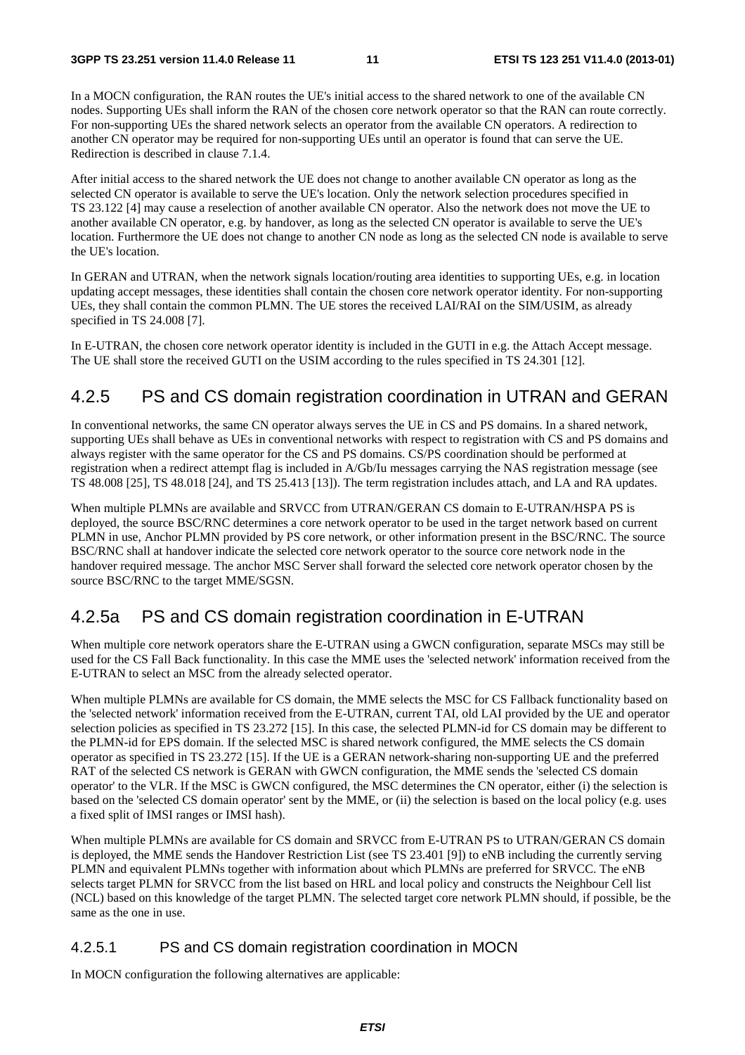In a MOCN configuration, the RAN routes the UE's initial access to the shared network to one of the available CN nodes. Supporting UEs shall inform the RAN of the chosen core network operator so that the RAN can route correctly. For non-supporting UEs the shared network selects an operator from the available CN operators. A redirection to another CN operator may be required for non-supporting UEs until an operator is found that can serve the UE. Redirection is described in clause 7.1.4.

After initial access to the shared network the UE does not change to another available CN operator as long as the selected CN operator is available to serve the UE's location. Only the network selection procedures specified in TS 23.122 [4] may cause a reselection of another available CN operator. Also the network does not move the UE to another available CN operator, e.g. by handover, as long as the selected CN operator is available to serve the UE's location. Furthermore the UE does not change to another CN node as long as the selected CN node is available to serve the UE's location.

In GERAN and UTRAN, when the network signals location/routing area identities to supporting UEs, e.g. in location updating accept messages, these identities shall contain the chosen core network operator identity. For non-supporting UEs, they shall contain the common PLMN. The UE stores the received LAI/RAI on the SIM/USIM, as already specified in TS 24.008 [7].

In E-UTRAN, the chosen core network operator identity is included in the GUTI in e.g. the Attach Accept message. The UE shall store the received GUTI on the USIM according to the rules specified in TS 24.301 [12].

## 4.2.5 PS and CS domain registration coordination in UTRAN and GERAN

In conventional networks, the same CN operator always serves the UE in CS and PS domains. In a shared network, supporting UEs shall behave as UEs in conventional networks with respect to registration with CS and PS domains and always register with the same operator for the CS and PS domains. CS/PS coordination should be performed at registration when a redirect attempt flag is included in A/Gb/Iu messages carrying the NAS registration message (see TS 48.008 [25], TS 48.018 [24], and TS 25.413 [13]). The term registration includes attach, and LA and RA updates.

When multiple PLMNs are available and SRVCC from UTRAN/GERAN CS domain to E-UTRAN/HSPA PS is deployed, the source BSC/RNC determines a core network operator to be used in the target network based on current PLMN in use, Anchor PLMN provided by PS core network, or other information present in the BSC/RNC. The source BSC/RNC shall at handover indicate the selected core network operator to the source core network node in the handover required message. The anchor MSC Server shall forward the selected core network operator chosen by the source BSC/RNC to the target MME/SGSN.

## 4.2.5a PS and CS domain registration coordination in E-UTRAN

When multiple core network operators share the E-UTRAN using a GWCN configuration, separate MSCs may still be used for the CS Fall Back functionality. In this case the MME uses the 'selected network' information received from the E-UTRAN to select an MSC from the already selected operator.

When multiple PLMNs are available for CS domain, the MME selects the MSC for CS Fallback functionality based on the 'selected network' information received from the E-UTRAN, current TAI, old LAI provided by the UE and operator selection policies as specified in TS 23.272 [15]. In this case, the selected PLMN-id for CS domain may be different to the PLMN-id for EPS domain. If the selected MSC is shared network configured, the MME selects the CS domain operator as specified in TS 23.272 [15]. If the UE is a GERAN network-sharing non-supporting UE and the preferred RAT of the selected CS network is GERAN with GWCN configuration, the MME sends the 'selected CS domain operator' to the VLR. If the MSC is GWCN configured, the MSC determines the CN operator, either (i) the selection is based on the 'selected CS domain operator' sent by the MME, or (ii) the selection is based on the local policy (e.g. uses a fixed split of IMSI ranges or IMSI hash).

When multiple PLMNs are available for CS domain and SRVCC from E-UTRAN PS to UTRAN/GERAN CS domain is deployed, the MME sends the Handover Restriction List (see TS 23.401 [9]) to eNB including the currently serving PLMN and equivalent PLMNs together with information about which PLMNs are preferred for SRVCC. The eNB selects target PLMN for SRVCC from the list based on HRL and local policy and constructs the Neighbour Cell list (NCL) based on this knowledge of the target PLMN. The selected target core network PLMN should, if possible, be the same as the one in use.

### 4.2.5.1 PS and CS domain registration coordination in MOCN

In MOCN configuration the following alternatives are applicable: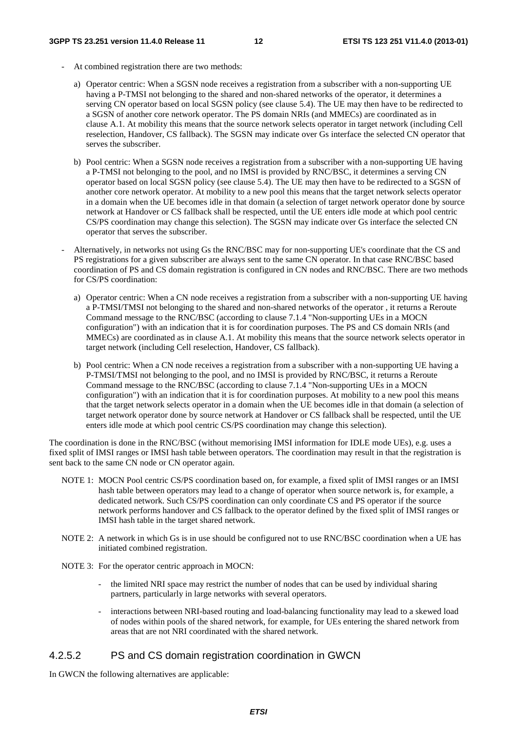- At combined registration there are two methods:

  a) Operator centric: When a SGSN node receives a registration from a subscriber with a non-supporting UE having a P-TMSI not belonging to the shared and non-shared networks of the operator, it determines a serving CN operator based on local SGSN policy (see clause 5.4). The UE may then have to be redirected to a SGSN of another core network operator. The PS domain NRIs (and MMECs) are coordinated as in clause A.1. At mobility this means that the source network selects operator in target network (including Cell reselection, Handover, CS fallback). The SGSN may indicate over Gs interface the selected CN operator that serves the subscriber.

  b) Pool centric: When a SGSN node receives a registration from a subscriber with a non-supporting UE having a P-TMSI not belonging to the pool, and no IMSI is provided by RNC/BSC, it determines a serving CN operator based on local SGSN policy (see clause 5.4). The UE may then have to be redirected to a SGSN of another core network operator. At mobility to a new pool this means that the target network selects operator in a domain when the UE becomes idle in that domain (a selection of target network operator done by source network at Handover or CS fallback shall be respected, until the UE enters idle mode at which pool centric CS/PS coordination may change this selection). The SGSN may indicate over Gs interface the selected CN operator that serves the subscriber.

- Alternatively, in networks not using Gs the RNC/BSC may for non-supporting UE's coordinate that the CS and PS registrations for a given subscriber are always sent to the same CN operator. In that case RNC/BSC based coordination of PS and CS domain registration is configured in CN nodes and RNC/BSC. There are two methods for CS/PS coordination:

  a) Operator centric: When a CN node receives a registration from a subscriber with a non-supporting UE having a P-TMSI/TMSI not belonging to the shared and non-shared networks of the operator , it returns a Reroute Command message to the RNC/BSC (according to clause 7.1.4 "Non-supporting UEs in a MOCN configuration") with an indication that it is for coordination purposes. The PS and CS domain NRIs (and MMECs) are coordinated as in clause A.1. At mobility this means that the source network selects operator in target network (including Cell reselection, Handover, CS fallback).

  b) Pool centric: When a CN node receives a registration from a subscriber with a non-supporting UE having a P-TMSI/TMSI not belonging to the pool, and no IMSI is provided by RNC/BSC, it returns a Reroute Command message to the RNC/BSC (according to clause 7.1.4 "Non-supporting UEs in a MOCN configuration") with an indication that it is for coordination purposes. At mobility to a new pool this means that the target network selects operator in a domain when the UE becomes idle in that domain (a selection of target network operator done by source network at Handover or CS fallback shall be respected, until the UE enters idle mode at which pool centric CS/PS coordination may change this selection).

The coordination is done in the RNC/BSC (without memorising IMSI information for IDLE mode UEs), e.g. uses a fixed split of IMSI ranges or IMSI hash table between operators. The coordination may result in that the registration is sent back to the same CN node or CN operator again.

NOTE 1: MOCN Pool centric CS/PS coordination based on, for example, a fixed split of IMSI ranges or an IMSI hash table between operators may lead to a change of operator when source network is, for example, a dedicated network. Such CS/PS coordination can only coordinate CS and PS operator if the source network performs handover and CS fallback to the operator defined by the fixed split of IMSI ranges or IMSI hash table in the target shared network.

NOTE 2: A network in which Gs is in use should be configured not to use RNC/BSC coordination when a UE has initiated combined registration.

NOTE 3: For the operator centric approach in MOCN:

- the limited NRI space may restrict the number of nodes that can be used by individual sharing partners, particularly in large networks with several operators.
- interactions between NRI-based routing and load-balancing functionality may lead to a skewed load of nodes within pools of the shared network, for example, for UEs entering the shared network from areas that are not NRI coordinated with the shared network.

#### 4.2.5.2 PS and CS domain registration coordination in GWCN

In GWCN the following alternatives are applicable: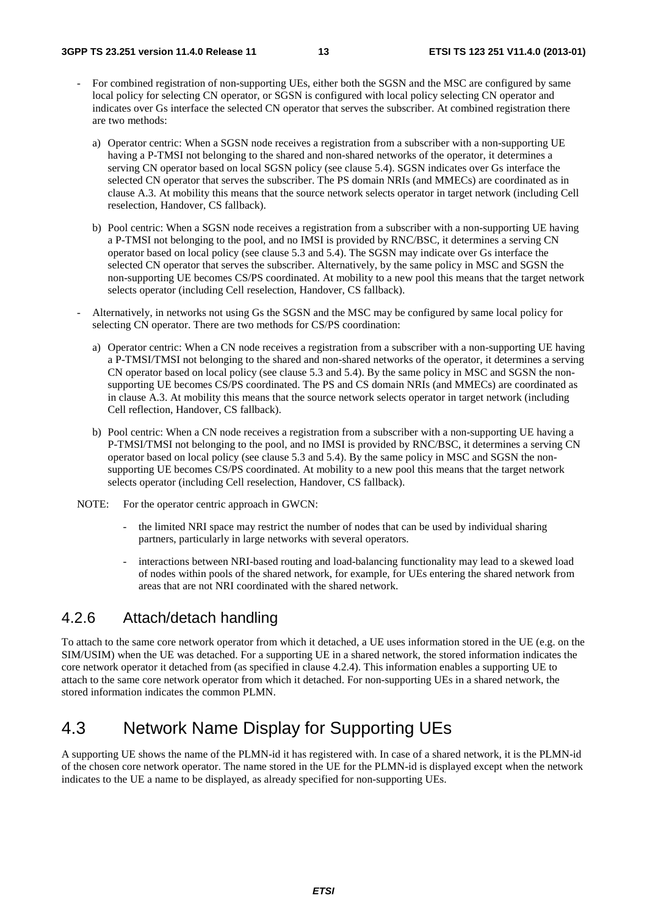- For combined registration of non-supporting UEs, either both the SGSN and the MSC are configured by same local policy for selecting CN operator, or SGSN is configured with local policy selecting CN operator and indicates over Gs interface the selected CN operator that serves the subscriber. At combined registration there are two methods:

  a) Operator centric: When a SGSN node receives a registration from a subscriber with a non-supporting UE having a P-TMSI not belonging to the shared and non-shared networks of the operator, it determines a serving CN operator based on local SGSN policy (see clause 5.4). SGSN indicates over Gs interface the selected CN operator that serves the subscriber. The PS domain NRIs (and MMECs) are coordinated as in clause A.3. At mobility this means that the source network selects operator in target network (including Cell reselection, Handover, CS fallback).

  b) Pool centric: When a SGSN node receives a registration from a subscriber with a non-supporting UE having a P-TMSI not belonging to the pool, and no IMSI is provided by RNC/BSC, it determines a serving CN operator based on local policy (see clause 5.3 and 5.4). The SGSN may indicate over Gs interface the selected CN operator that serves the subscriber. Alternatively, by the same policy in MSC and SGSN the non-supporting UE becomes CS/PS coordinated. At mobility to a new pool this means that the target network selects operator (including Cell reselection, Handover, CS fallback).

- Alternatively, in networks not using Gs the SGSN and the MSC may be configured by same local policy for selecting CN operator. There are two methods for CS/PS coordination:

  a) Operator centric: When a CN node receives a registration from a subscriber with a non-supporting UE having a P-TMSI/TMSI not belonging to the shared and non-shared networks of the operator, it determines a serving CN operator based on local policy (see clause 5.3 and 5.4). By the same policy in MSC and SGSN the non-supporting UE becomes CS/PS coordinated. The PS and CS domain NRIs (and MMECs) are coordinated as in clause A.3. At mobility this means that the source network selects operator in target network (including Cell reflection, Handover, CS fallback).

  b) Pool centric: When a CN node receives a registration from a subscriber with a non-supporting UE having a P-TMSI/TMSI not belonging to the pool, and no IMSI is provided by RNC/BSC, it determines a serving CN operator based on local policy (see clause 5.3 and 5.4). By the same policy in MSC and SGSN the non-supporting UE becomes CS/PS coordinated. At mobility to a new pool this means that the target network selects operator (including Cell reselection, Handover, CS fallback).

NOTE: For the operator centric approach in GWCN:

- the limited NRI space may restrict the number of nodes that can be used by individual sharing partners, particularly in large networks with several operators.
- interactions between NRI-based routing and load-balancing functionality may lead to a skewed load of nodes within pools of the shared network, for example, for UEs entering the shared network from areas that are not NRI coordinated with the shared network.

### 4.2.6 Attach/detach handling

To attach to the same core network operator from which it detached, a UE uses information stored in the UE (e.g. on the SIM/USIM) when the UE was detached. For a supporting UE in a shared network, the stored information indicates the core network operator it detached from (as specified in clause 4.2.4). This information enables a supporting UE to attach to the same core network operator from which it detached. For non-supporting UEs in a shared network, the stored information indicates the common PLMN.

## 4.3 Network Name Display for Supporting UEs

A supporting UE shows the name of the PLMN-id it has registered with. In case of a shared network, it is the PLMN-id of the chosen core network operator. The name stored in the UE for the PLMN-id is displayed except when the network indicates to the UE a name to be displayed, as already specified for non-supporting UEs.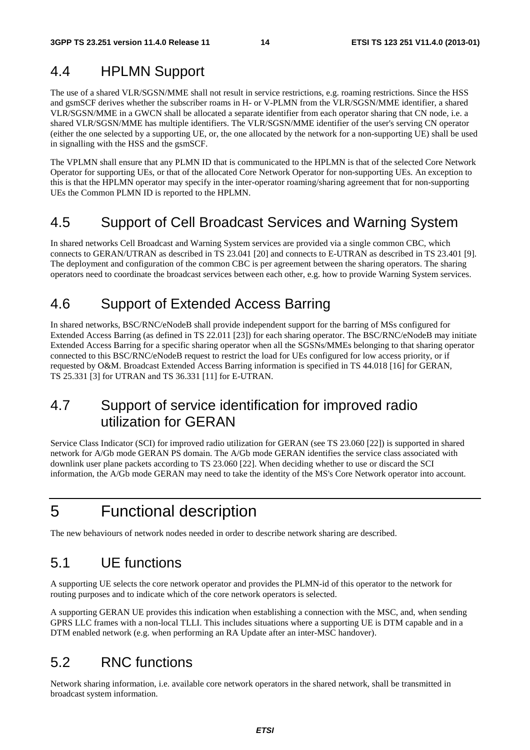## 4.4 HPLMN Support

The use of a shared VLR/SGSN/MME shall not result in service restrictions, e.g. roaming restrictions. Since the HSS and gsmSCF derives whether the subscriber roams in H- or V-PLMN from the VLR/SGSN/MME identifier, a shared VLR/SGSN/MME in a GWCN shall be allocated a separate identifier from each operator sharing that CN node, i.e. a shared VLR/SGSN/MME has multiple identifiers. The VLR/SGSN/MME identifier of the user's serving CN operator (either the one selected by a supporting UE, or, the one allocated by the network for a non-supporting UE) shall be used in signalling with the HSS and the gsmSCF.

The VPLMN shall ensure that any PLMN ID that is communicated to the HPLMN is that of the selected Core Network Operator for supporting UEs, or that of the allocated Core Network Operator for non-supporting UEs. An exception to this is that the HPLMN operator may specify in the inter-operator roaming/sharing agreement that for non-supporting UEs the Common PLMN ID is reported to the HPLMN.

## 4.5 Support of Cell Broadcast Services and Warning System

In shared networks Cell Broadcast and Warning System services are provided via a single common CBC, which connects to GERAN/UTRAN as described in TS 23.041 [20] and connects to E-UTRAN as described in TS 23.401 [9]. The deployment and configuration of the common CBC is per agreement between the sharing operators. The sharing operators need to coordinate the broadcast services between each other, e.g. how to provide Warning System services.

## 4.6 Support of Extended Access Barring

In shared networks, BSC/RNC/eNodeB shall provide independent support for the barring of MSs configured for Extended Access Barring (as defined in TS 22.011 [23]) for each sharing operator. The BSC/RNC/eNodeB may initiate Extended Access Barring for a specific sharing operator when all the SGSNs/MMEs belonging to that sharing operator connected to this BSC/RNC/eNodeB request to restrict the load for UEs configured for low access priority, or if requested by O&M. Broadcast Extended Access Barring information is specified in TS 44.018 [16] for GERAN, TS 25.331 [3] for UTRAN and TS 36.331 [11] for E-UTRAN.

## 4.7 Support of service identification for improved radio utilization for GERAN

Service Class Indicator (SCI) for improved radio utilization for GERAN (see TS 23.060 [22]) is supported in shared network for A/Gb mode GERAN PS domain. The A/Gb mode GERAN identifies the service class associated with downlink user plane packets according to TS 23.060 [22]. When deciding whether to use or discard the SCI information, the A/Gb mode GERAN may need to take the identity of the MS's Core Network operator into account.

# 5 Functional description

The new behaviours of network nodes needed in order to describe network sharing are described.

## 5.1 UE functions

A supporting UE selects the core network operator and provides the PLMN-id of this operator to the network for routing purposes and to indicate which of the core network operators is selected.

A supporting GERAN UE provides this indication when establishing a connection with the MSC, and, when sending GPRS LLC frames with a non-local TLLI. This includes situations where a supporting UE is DTM capable and in a DTM enabled network (e.g. when performing an RA Update after an inter-MSC handover).

## 5.2 RNC functions

Network sharing information, i.e. available core network operators in the shared network, shall be transmitted in broadcast system information.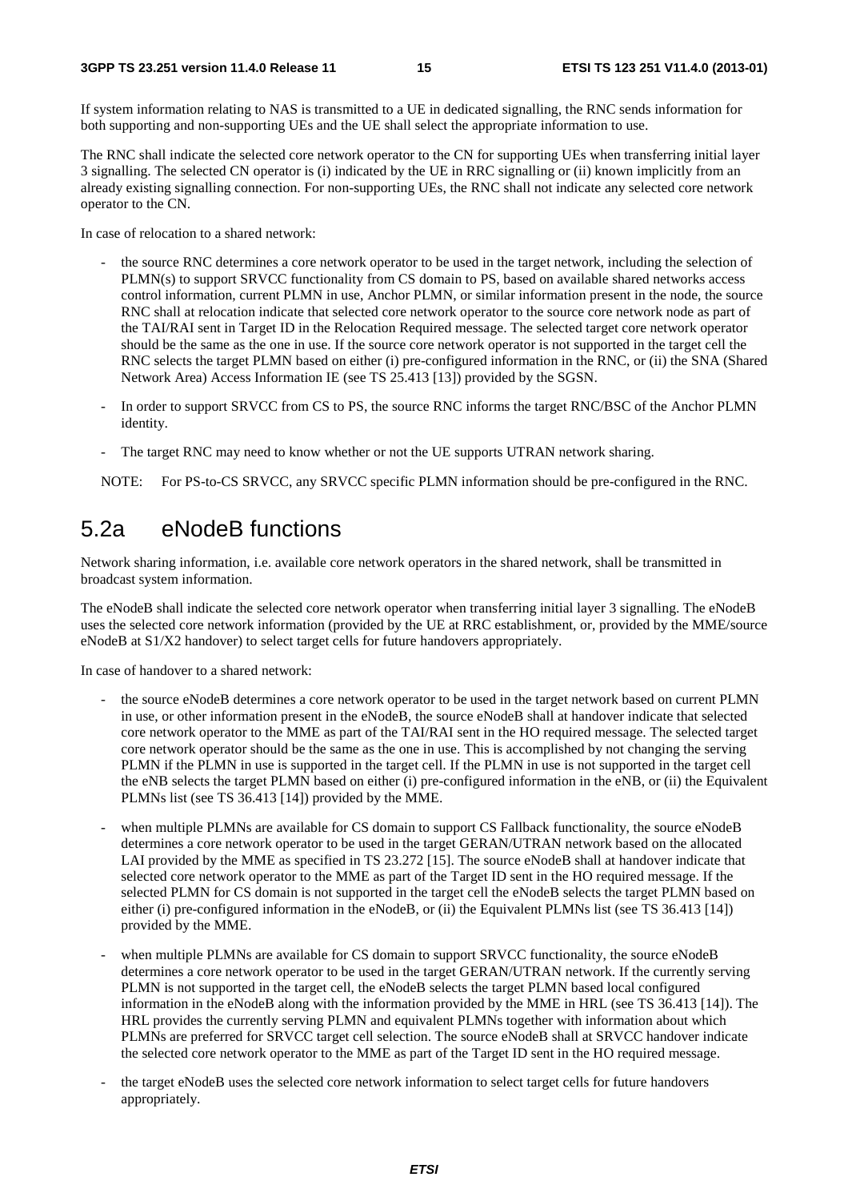If system information relating to NAS is transmitted to a UE in dedicated signalling, the RNC sends information for both supporting and non-supporting UEs and the UE shall select the appropriate information to use.

The RNC shall indicate the selected core network operator to the CN for supporting UEs when transferring initial layer 3 signalling. The selected CN operator is (i) indicated by the UE in RRC signalling or (ii) known implicitly from an already existing signalling connection. For non-supporting UEs, the RNC shall not indicate any selected core network operator to the CN.

In case of relocation to a shared network:

- the source RNC determines a core network operator to be used in the target network, including the selection of PLMN(s) to support SRVCC functionality from CS domain to PS, based on available shared networks access control information, current PLMN in use, Anchor PLMN, or similar information present in the node, the source RNC shall at relocation indicate that selected core network operator to the source core network node as part of the TAI/RAI sent in Target ID in the Relocation Required message. The selected target core network operator should be the same as the one in use. If the source core network operator is not supported in the target cell the RNC selects the target PLMN based on either (i) pre-configured information in the RNC, or (ii) the SNA (Shared Network Area) Access Information IE (see TS 25.413 [13]) provided by the SGSN.
- In order to support SRVCC from CS to PS, the source RNC informs the target RNC/BSC of the Anchor PLMN identity.
- The target RNC may need to know whether or not the UE supports UTRAN network sharing.

NOTE: For PS-to-CS SRVCC, any SRVCC specific PLMN information should be pre-configured in the RNC.

## 5.2a eNodeB functions

Network sharing information, i.e. available core network operators in the shared network, shall be transmitted in broadcast system information.

The eNodeB shall indicate the selected core network operator when transferring initial layer 3 signalling. The eNodeB uses the selected core network information (provided by the UE at RRC establishment, or, provided by the MME/source eNodeB at S1/X2 handover) to select target cells for future handovers appropriately.

In case of handover to a shared network:

- the source eNodeB determines a core network operator to be used in the target network based on current PLMN in use, or other information present in the eNodeB, the source eNodeB shall at handover indicate that selected core network operator to the MME as part of the TAI/RAI sent in the HO required message. The selected target core network operator should be the same as the one in use. This is accomplished by not changing the serving PLMN if the PLMN in use is supported in the target cell. If the PLMN in use is not supported in the target cell the eNB selects the target PLMN based on either (i) pre-configured information in the eNB, or (ii) the Equivalent PLMNs list (see TS 36.413 [14]) provided by the MME.
- when multiple PLMNs are available for CS domain to support CS Fallback functionality, the source eNodeB determines a core network operator to be used in the target GERAN/UTRAN network based on the allocated LAI provided by the MME as specified in TS 23.272 [15]. The source eNodeB shall at handover indicate that selected core network operator to the MME as part of the Target ID sent in the HO required message. If the selected PLMN for CS domain is not supported in the target cell the eNodeB selects the target PLMN based on either (i) pre-configured information in the eNodeB, or (ii) the Equivalent PLMNs list (see TS 36.413 [14]) provided by the MME.
- when multiple PLMNs are available for CS domain to support SRVCC functionality, the source eNodeB determines a core network operator to be used in the target GERAN/UTRAN network. If the currently serving PLMN is not supported in the target cell, the eNodeB selects the target PLMN based local configured information in the eNodeB along with the information provided by the MME in HRL (see TS 36.413 [14]). The HRL provides the currently serving PLMN and equivalent PLMNs together with information about which PLMNs are preferred for SRVCC target cell selection. The source eNodeB shall at SRVCC handover indicate the selected core network operator to the MME as part of the Target ID sent in the HO required message.
- the target eNodeB uses the selected core network information to select target cells for future handovers appropriately.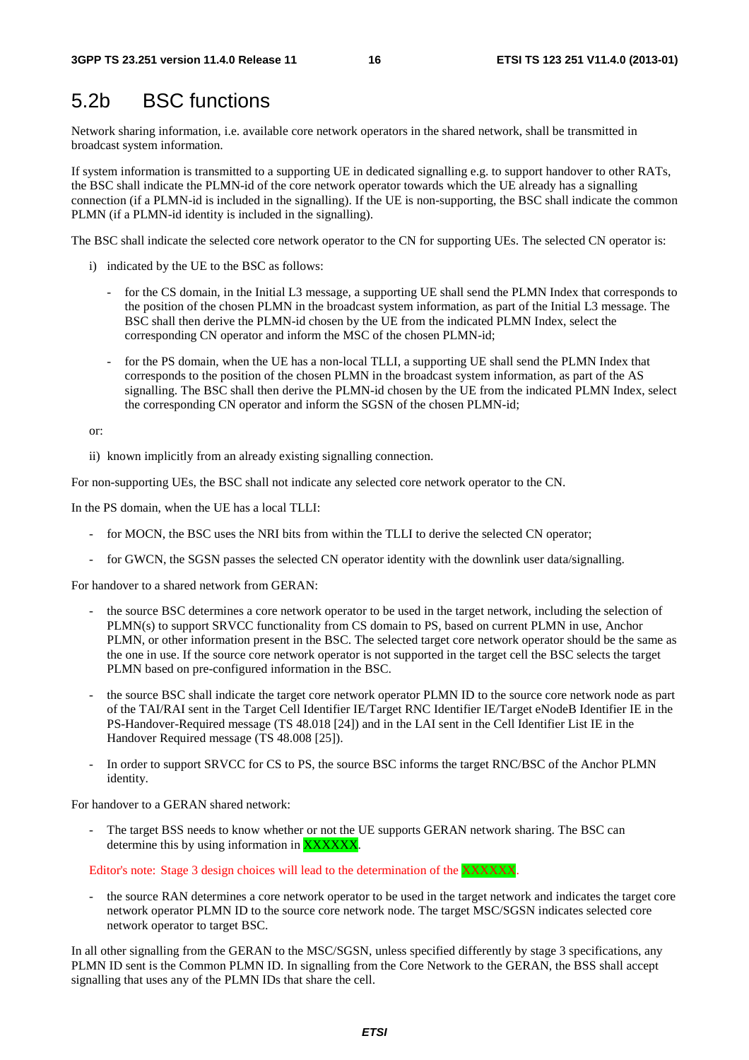# 5.2b BSC functions

Network sharing information, i.e. available core network operators in the shared network, shall be transmitted in broadcast system information.

If system information is transmitted to a supporting UE in dedicated signalling e.g. to support handover to other RATs, the BSC shall indicate the PLMN-id of the core network operator towards which the UE already has a signalling connection (if a PLMN-id is included in the signalling). If the UE is non-supporting, the BSC shall indicate the common PLMN (if a PLMN-id identity is included in the signalling).

The BSC shall indicate the selected core network operator to the CN for supporting UEs. The selected CN operator is:

i) indicated by the UE to the BSC as follows:

- for the CS domain, in the Initial L3 message, a supporting UE shall send the PLMN Index that corresponds to the position of the chosen PLMN in the broadcast system information, as part of the Initial L3 message. The BSC shall then derive the PLMN-id chosen by the UE from the indicated PLMN Index, select the corresponding CN operator and inform the MSC of the chosen PLMN-id;
- for the PS domain, when the UE has a non-local TLLI, a supporting UE shall send the PLMN Index that corresponds to the position of the chosen PLMN in the broadcast system information, as part of the AS signalling. The BSC shall then derive the PLMN-id chosen by the UE from the indicated PLMN Index, select the corresponding CN operator and inform the SGSN of the chosen PLMN-id;

or:

ii) known implicitly from an already existing signalling connection.

For non-supporting UEs, the BSC shall not indicate any selected core network operator to the CN.

In the PS domain, when the UE has a local TLLI:

- for MOCN, the BSC uses the NRI bits from within the TLLI to derive the selected CN operator;
- for GWCN, the SGSN passes the selected CN operator identity with the downlink user data/signalling.

For handover to a shared network from GERAN:

- the source BSC determines a core network operator to be used in the target network, including the selection of PLMN(s) to support SRVCC functionality from CS domain to PS, based on current PLMN in use, Anchor PLMN, or other information present in the BSC. The selected target core network operator should be the same as the one in use. If the source core network operator is not supported in the target cell the BSC selects the target PLMN based on pre-configured information in the BSC.
- the source BSC shall indicate the target core network operator PLMN ID to the source core network node as part of the TAI/RAI sent in the Target Cell Identifier IE/Target RNC Identifier IE/Target eNodeB Identifier IE in the PS-Handover-Required message (TS 48.018 [24]) and in the LAI sent in the Cell Identifier List IE in the Handover Required message (TS 48.008 [25]).
- In order to support SRVCC for CS to PS, the source BSC informs the target RNC/BSC of the Anchor PLMN identity.

For handover to a GERAN shared network:

- The target BSS needs to know whether or not the UE supports GERAN network sharing. The BSC can determine this by using information in XXXXXX.

Editor's note: Stage 3 design choices will lead to the determination of the XXXXXX.

- the source RAN determines a core network operator to be used in the target network and indicates the target core network operator PLMN ID to the source core network node. The target MSC/SGSN indicates selected core network operator to target BSC.

In all other signalling from the GERAN to the MSC/SGSN, unless specified differently by stage 3 specifications, any PLMN ID sent is the Common PLMN ID. In signalling from the Core Network to the GERAN, the BSS shall accept signalling that uses any of the PLMN IDs that share the cell.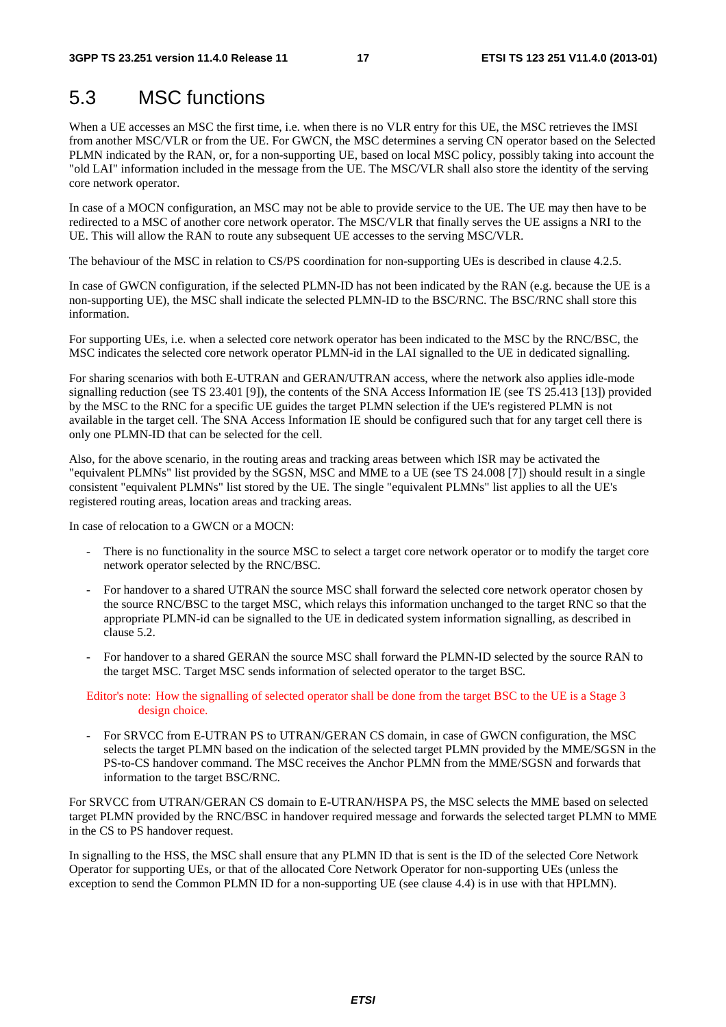## 5.3 MSC functions

When a UE accesses an MSC the first time, i.e. when there is no VLR entry for this UE, the MSC retrieves the IMSI from another MSC/VLR or from the UE. For GWCN, the MSC determines a serving CN operator based on the Selected PLMN indicated by the RAN, or, for a non-supporting UE, based on local MSC policy, possibly taking into account the "old LAI" information included in the message from the UE. The MSC/VLR shall also store the identity of the serving core network operator.

In case of a MOCN configuration, an MSC may not be able to provide service to the UE. The UE may then have to be redirected to a MSC of another core network operator. The MSC/VLR that finally serves the UE assigns a NRI to the UE. This will allow the RAN to route any subsequent UE accesses to the serving MSC/VLR.

The behaviour of the MSC in relation to CS/PS coordination for non-supporting UEs is described in clause 4.2.5.

In case of GWCN configuration, if the selected PLMN-ID has not been indicated by the RAN (e.g. because the UE is a non-supporting UE), the MSC shall indicate the selected PLMN-ID to the BSC/RNC. The BSC/RNC shall store this information.

For supporting UEs, i.e. when a selected core network operator has been indicated to the MSC by the RNC/BSC, the MSC indicates the selected core network operator PLMN-id in the LAI signalled to the UE in dedicated signalling.

For sharing scenarios with both E-UTRAN and GERAN/UTRAN access, where the network also applies idle-mode signalling reduction (see TS 23.401 [9]), the contents of the SNA Access Information IE (see TS 25.413 [13]) provided by the MSC to the RNC for a specific UE guides the target PLMN selection if the UE's registered PLMN is not available in the target cell. The SNA Access Information IE should be configured such that for any target cell there is only one PLMN-ID that can be selected for the cell.

Also, for the above scenario, in the routing areas and tracking areas between which ISR may be activated the "equivalent PLMNs" list provided by the SGSN, MSC and MME to a UE (see TS 24.008 [7]) should result in a single consistent "equivalent PLMNs" list stored by the UE. The single "equivalent PLMNs" list applies to all the UE's registered routing areas, location areas and tracking areas.

In case of relocation to a GWCN or a MOCN:

- There is no functionality in the source MSC to select a target core network operator or to modify the target core network operator selected by the RNC/BSC.
- For handover to a shared UTRAN the source MSC shall forward the selected core network operator chosen by the source RNC/BSC to the target MSC, which relays this information unchanged to the target RNC so that the appropriate PLMN-id can be signalled to the UE in dedicated system information signalling, as described in clause 5.2.
- For handover to a shared GERAN the source MSC shall forward the PLMN-ID selected by the source RAN to the target MSC. Target MSC sends information of selected operator to the target BSC.

Editor's note: How the signalling of selected operator shall be done from the target BSC to the UE is a Stage 3 design choice.

- For SRVCC from E-UTRAN PS to UTRAN/GERAN CS domain, in case of GWCN configuration, the MSC selects the target PLMN based on the indication of the selected target PLMN provided by the MME/SGSN in the PS-to-CS handover command. The MSC receives the Anchor PLMN from the MME/SGSN and forwards that information to the target BSC/RNC.

For SRVCC from UTRAN/GERAN CS domain to E-UTRAN/HSPA PS, the MSC selects the MME based on selected target PLMN provided by the RNC/BSC in handover required message and forwards the selected target PLMN to MME in the CS to PS handover request.

In signalling to the HSS, the MSC shall ensure that any PLMN ID that is sent is the ID of the selected Core Network Operator for supporting UEs, or that of the allocated Core Network Operator for non-supporting UEs (unless the exception to send the Common PLMN ID for a non-supporting UE (see clause 4.4) is in use with that HPLMN).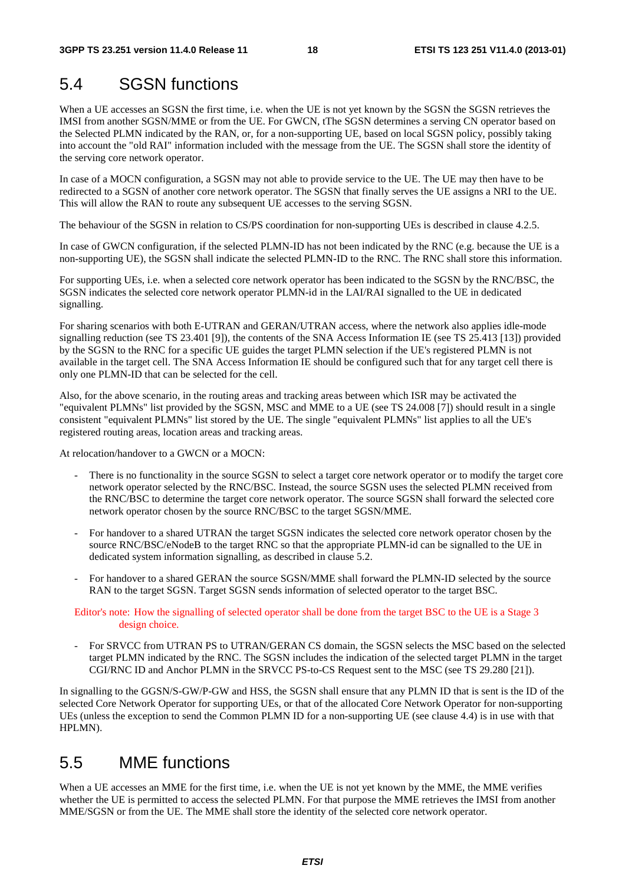## 5.4 SGSN functions

When a UE accesses an SGSN the first time, i.e. when the UE is not yet known by the SGSN the SGSN retrieves the IMSI from another SGSN/MME or from the UE. For GWCN, tThe SGSN determines a serving CN operator based on the Selected PLMN indicated by the RAN, or, for a non-supporting UE, based on local SGSN policy, possibly taking into account the "old RAI" information included with the message from the UE. The SGSN shall store the identity of the serving core network operator.

In case of a MOCN configuration, a SGSN may not able to provide service to the UE. The UE may then have to be redirected to a SGSN of another core network operator. The SGSN that finally serves the UE assigns a NRI to the UE. This will allow the RAN to route any subsequent UE accesses to the serving SGSN.

The behaviour of the SGSN in relation to CS/PS coordination for non-supporting UEs is described in clause 4.2.5.

In case of GWCN configuration, if the selected PLMN-ID has not been indicated by the RNC (e.g. because the UE is a non-supporting UE), the SGSN shall indicate the selected PLMN-ID to the RNC. The RNC shall store this information.

For supporting UEs, i.e. when a selected core network operator has been indicated to the SGSN by the RNC/BSC, the SGSN indicates the selected core network operator PLMN-id in the LAI/RAI signalled to the UE in dedicated signalling.

For sharing scenarios with both E-UTRAN and GERAN/UTRAN access, where the network also applies idle-mode signalling reduction (see TS 23.401 [9]), the contents of the SNA Access Information IE (see TS 25.413 [13]) provided by the SGSN to the RNC for a specific UE guides the target PLMN selection if the UE's registered PLMN is not available in the target cell. The SNA Access Information IE should be configured such that for any target cell there is only one PLMN-ID that can be selected for the cell.

Also, for the above scenario, in the routing areas and tracking areas between which ISR may be activated the "equivalent PLMNs" list provided by the SGSN, MSC and MME to a UE (see TS 24.008 [7]) should result in a single consistent "equivalent PLMNs" list stored by the UE. The single "equivalent PLMNs" list applies to all the UE's registered routing areas, location areas and tracking areas.

At relocation/handover to a GWCN or a MOCN:

- There is no functionality in the source SGSN to select a target core network operator or to modify the target core network operator selected by the RNC/BSC. Instead, the source SGSN uses the selected PLMN received from the RNC/BSC to determine the target core network operator. The source SGSN shall forward the selected core network operator chosen by the source RNC/BSC to the target SGSN/MME.

- For handover to a shared UTRAN the target SGSN indicates the selected core network operator chosen by the source RNC/BSC/eNodeB to the target RNC so that the appropriate PLMN-id can be signalled to the UE in dedicated system information signalling, as described in clause 5.2.

- For handover to a shared GERAN the source SGSN/MME shall forward the PLMN-ID selected by the source RAN to the target SGSN. Target SGSN sends information of selected operator to the target BSC.

Editor's note: How the signalling of selected operator shall be done from the target BSC to the UE is a Stage 3 design choice.

- For SRVCC from UTRAN PS to UTRAN/GERAN CS domain, the SGSN selects the MSC based on the selected target PLMN indicated by the RNC. The SGSN includes the indication of the selected target PLMN in the target CGI/RNC ID and Anchor PLMN in the SRVCC PS-to-CS Request sent to the MSC (see TS 29.280 [21]).

In signalling to the GGSN/S-GW/P-GW and HSS, the SGSN shall ensure that any PLMN ID that is sent is the ID of the selected Core Network Operator for supporting UEs, or that of the allocated Core Network Operator for non-supporting UEs (unless the exception to send the Common PLMN ID for a non-supporting UE (see clause 4.4) is in use with that HPLMN).

## 5.5 MME functions

When a UE accesses an MME for the first time, i.e. when the UE is not yet known by the MME, the MME verifies whether the UE is permitted to access the selected PLMN. For that purpose the MME retrieves the IMSI from another MME/SGSN or from the UE. The MME shall store the identity of the selected core network operator.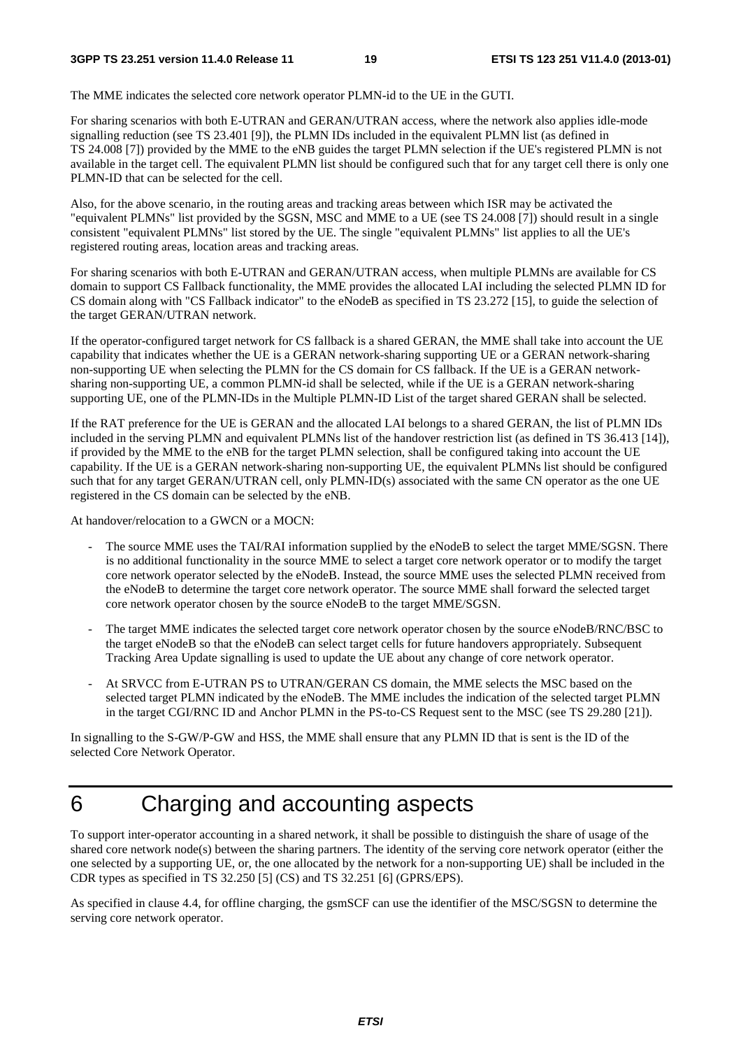The MME indicates the selected core network operator PLMN-id to the UE in the GUTI.

For sharing scenarios with both E-UTRAN and GERAN/UTRAN access, where the network also applies idle-mode signalling reduction (see TS 23.401 [9]), the PLMN IDs included in the equivalent PLMN list (as defined in TS 24.008 [7]) provided by the MME to the eNB guides the target PLMN selection if the UE's registered PLMN is not available in the target cell. The equivalent PLMN list should be configured such that for any target cell there is only one PLMN-ID that can be selected for the cell.

Also, for the above scenario, in the routing areas and tracking areas between which ISR may be activated the "equivalent PLMNs" list provided by the SGSN, MSC and MME to a UE (see TS 24.008 [7]) should result in a single consistent "equivalent PLMNs" list stored by the UE. The single "equivalent PLMNs" list applies to all the UE's registered routing areas, location areas and tracking areas.

For sharing scenarios with both E-UTRAN and GERAN/UTRAN access, when multiple PLMNs are available for CS domain to support CS Fallback functionality, the MME provides the allocated LAI including the selected PLMN ID for CS domain along with "CS Fallback indicator" to the eNodeB as specified in TS 23.272 [15], to guide the selection of the target GERAN/UTRAN network.

If the operator-configured target network for CS fallback is a shared GERAN, the MME shall take into account the UE capability that indicates whether the UE is a GERAN network-sharing supporting UE or a GERAN network-sharing non-supporting UE when selecting the PLMN for the CS domain for CS fallback. If the UE is a GERAN network-sharing non-supporting UE, a common PLMN-id shall be selected, while if the UE is a GERAN network-sharing supporting UE, one of the PLMN-IDs in the Multiple PLMN-ID List of the target shared GERAN shall be selected.

If the RAT preference for the UE is GERAN and the allocated LAI belongs to a shared GERAN, the list of PLMN IDs included in the serving PLMN and equivalent PLMNs list of the handover restriction list (as defined in TS 36.413 [14]), if provided by the MME to the eNB for the target PLMN selection, shall be configured taking into account the UE capability. If the UE is a GERAN network-sharing non-supporting UE, the equivalent PLMNs list should be configured such that for any target GERAN/UTRAN cell, only PLMN-ID(s) associated with the same CN operator as the one UE registered in the CS domain can be selected by the eNB.

At handover/relocation to a GWCN or a MOCN:

- The source MME uses the TAI/RAI information supplied by the eNodeB to select the target MME/SGSN. There is no additional functionality in the source MME to select a target core network operator or to modify the target core network operator selected by the eNodeB. Instead, the source MME uses the selected PLMN received from the eNodeB to determine the target core network operator. The source MME shall forward the selected target core network operator chosen by the source eNodeB to the target MME/SGSN.
- The target MME indicates the selected target core network operator chosen by the source eNodeB/RNC/BSC to the target eNodeB so that the eNodeB can select target cells for future handovers appropriately. Subsequent Tracking Area Update signalling is used to update the UE about any change of core network operator.
- At SRVCC from E-UTRAN PS to UTRAN/GERAN CS domain, the MME selects the MSC based on the selected target PLMN indicated by the eNodeB. The MME includes the indication of the selected target PLMN in the target CGI/RNC ID and Anchor PLMN in the PS-to-CS Request sent to the MSC (see TS 29.280 [21]).

In signalling to the S-GW/P-GW and HSS, the MME shall ensure that any PLMN ID that is sent is the ID of the selected Core Network Operator.

# 6 Charging and accounting aspects

To support inter-operator accounting in a shared network, it shall be possible to distinguish the share of usage of the shared core network node(s) between the sharing partners. The identity of the serving core network operator (either the one selected by a supporting UE, or, the one allocated by the network for a non-supporting UE) shall be included in the CDR types as specified in TS 32.250 [5] (CS) and TS 32.251 [6] (GPRS/EPS).

As specified in clause 4.4, for offline charging, the gsmSCF can use the identifier of the MSC/SGSN to determine the serving core network operator.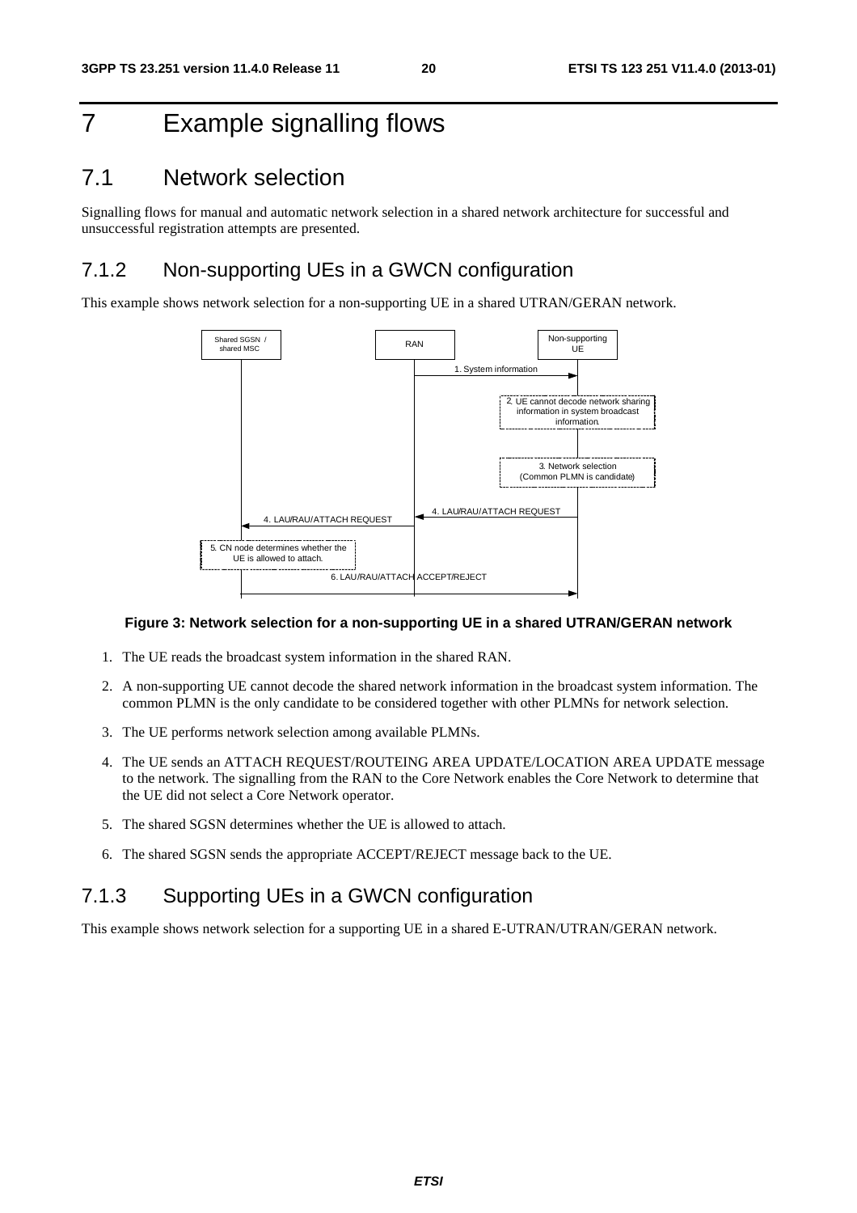# 7 Example signalling flows

## 7.1 Network selection

Signalling flows for manual and automatic network selection in a shared network architecture for successful and unsuccessful registration attempts are presented.

### 7.1.2 Non-supporting UEs in a GWCN configuration

This example shows network selection for a non-supporting UE in a shared UTRAN/GERAN network.

**Figure 3: Network selection for a non-supporting UE in a shared UTRAN/GERAN network**

1. The UE reads the broadcast system information in the shared RAN.
2. A non-supporting UE cannot decode the shared network information in the broadcast system information. The common PLMN is the only candidate to be considered together with other PLMNs for network selection.
3. The UE performs network selection among available PLMNs.
4. The UE sends an ATTACH REQUEST/ROUTEING AREA UPDATE/LOCATION AREA UPDATE message to the network. The signalling from the RAN to the Core Network enables the Core Network to determine that the UE did not select a Core Network operator.
5. The shared SGSN determines whether the UE is allowed to attach.
6. The shared SGSN sends the appropriate ACCEPT/REJECT message back to the UE.

### 7.1.3 Supporting UEs in a GWCN configuration

This example shows network selection for a supporting UE in a shared E-UTRAN/UTRAN/GERAN network.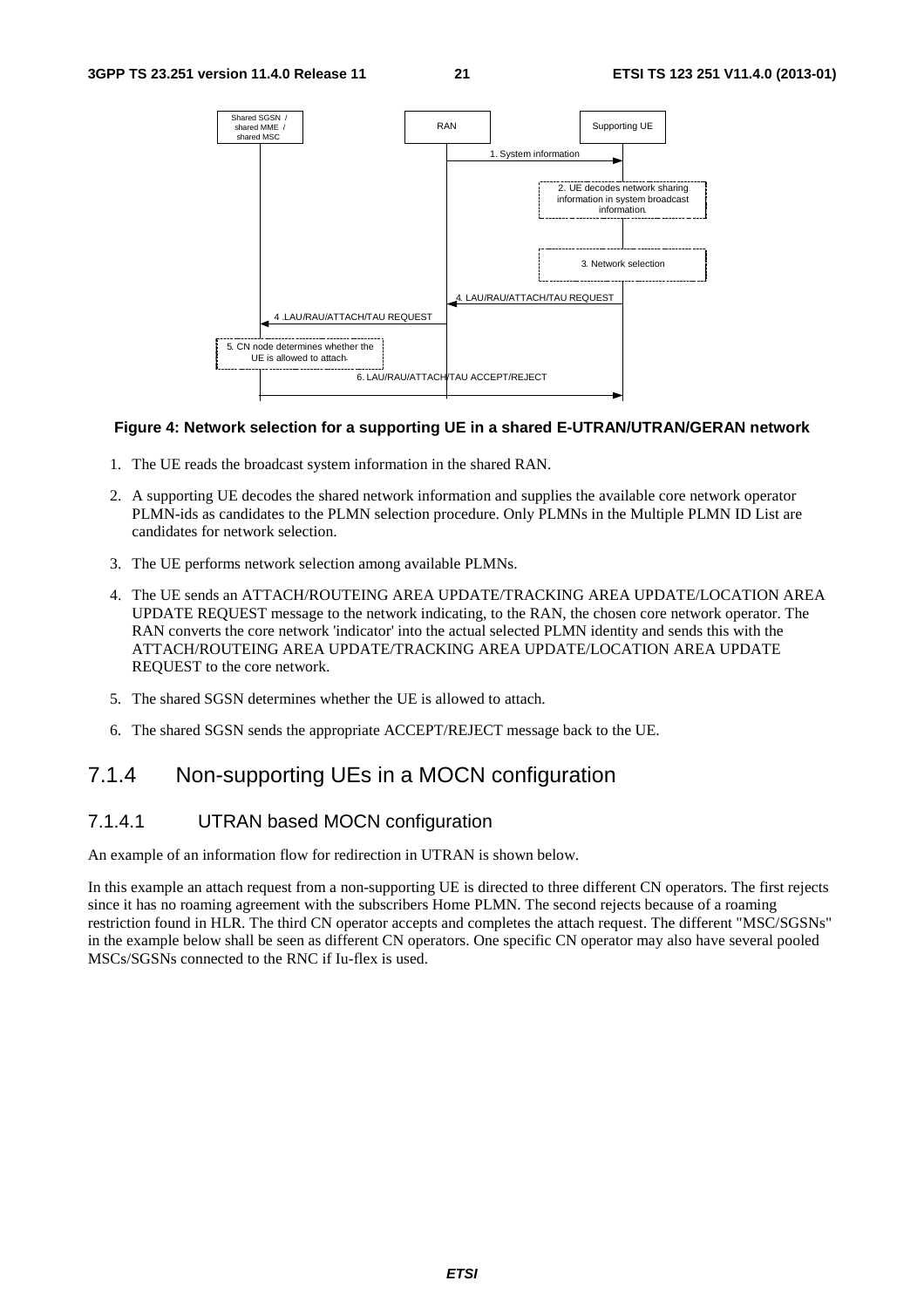**Figure 4: Network selection for a supporting UE in a shared E-UTRAN/UTRAN/GERAN network**

1. The UE reads the broadcast system information in the shared RAN.
2. A supporting UE decodes the shared network information and supplies the available core network operator PLMN-ids as candidates to the PLMN selection procedure. Only PLMNs in the Multiple PLMN ID List are candidates for network selection.
3. The UE performs network selection among available PLMNs.
4. The UE sends an ATTACH/ROUTEING AREA UPDATE/TRACKING AREA UPDATE/LOCATION AREA UPDATE REQUEST message to the network indicating, to the RAN, the chosen core network operator. The RAN converts the core network 'indicator' into the actual selected PLMN identity and sends this with the ATTACH/ROUTEING AREA UPDATE/TRACKING AREA UPDATE/LOCATION AREA UPDATE REQUEST to the core network.
5. The shared SGSN determines whether the UE is allowed to attach.
6. The shared SGSN sends the appropriate ACCEPT/REJECT message back to the UE.

## 7.1.4 Non-supporting UEs in a MOCN configuration

### 7.1.4.1 UTRAN based MOCN configuration

An example of an information flow for redirection in UTRAN is shown below.

In this example an attach request from a non-supporting UE is directed to three different CN operators. The first rejects since it has no roaming agreement with the subscribers Home PLMN. The second rejects because of a roaming restriction found in HLR. The third CN operator accepts and completes the attach request. The different "MSC/SGSNs" in the example below shall be seen as different CN operators. One specific CN operator may also have several pooled MSCs/SGSNs connected to the RNC if Iu-flex is used.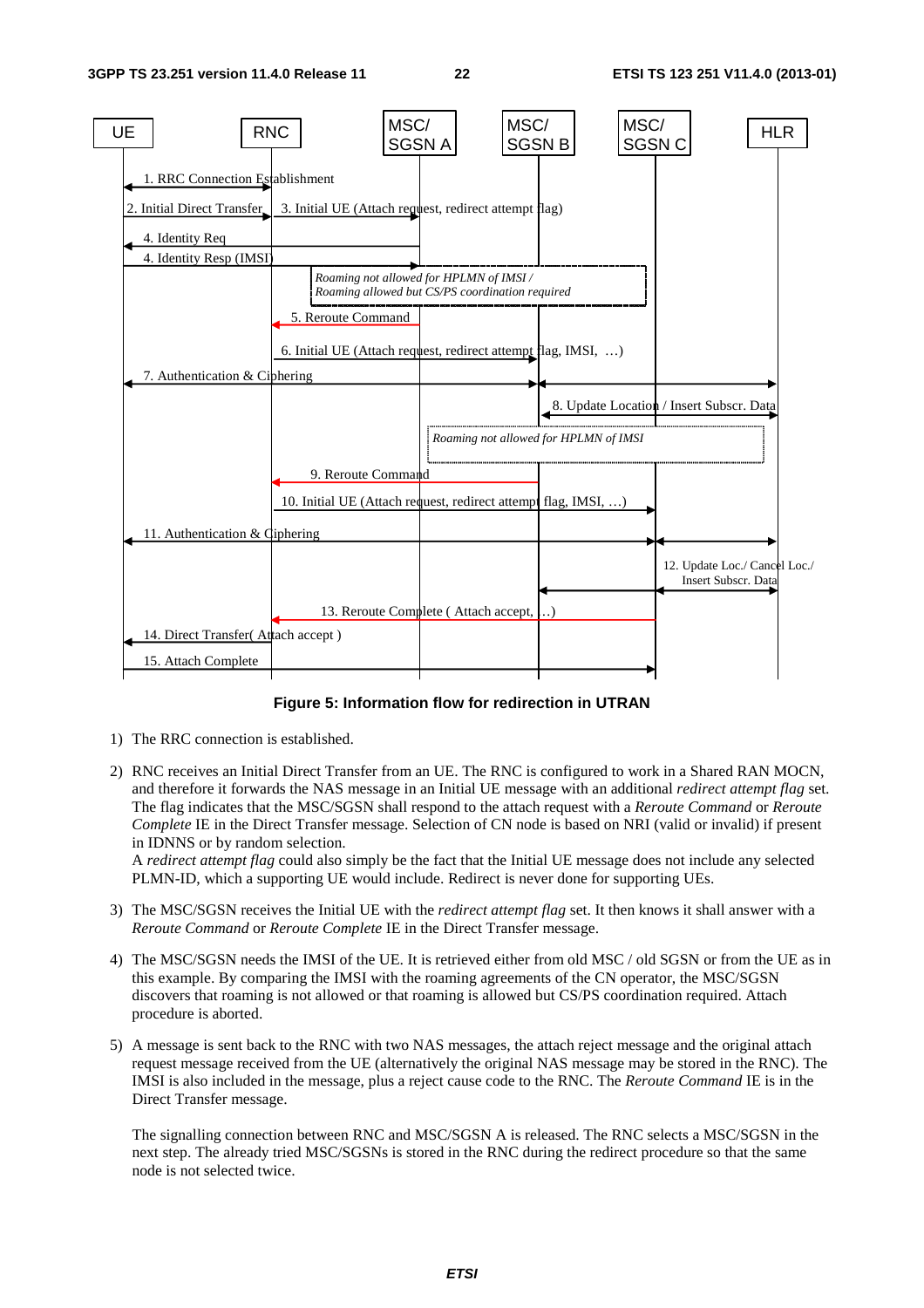**Figure 5: Information flow for redirection in UTRAN**

1) The RRC connection is established.

2) RNC receives an Initial Direct Transfer from an UE. The RNC is configured to work in a Shared RAN MOCN, and therefore it forwards the NAS message in an Initial UE message with an additional *redirect attempt flag* set. The flag indicates that the MSC/SGSN shall respond to the attach request with a *Reroute Command* or *Reroute Complete* IE in the Direct Transfer message. Selection of CN node is based on NRI (valid or invalid) if present in IDNNS or by random selection.

   A *redirect attempt flag* could also simply be the fact that the Initial UE message does not include any selected PLMN-ID, which a supporting UE would include. Redirect is never done for supporting UEs.

3) The MSC/SGSN receives the Initial UE with the *redirect attempt flag* set. It then knows it shall answer with a *Reroute Command* or *Reroute Complete* IE in the Direct Transfer message.

4) The MSC/SGSN needs the IMSI of the UE. It is retrieved either from old MSC / old SGSN or from the UE as in this example. By comparing the IMSI with the roaming agreements of the CN operator, the MSC/SGSN discovers that roaming is not allowed or that roaming is allowed but CS/PS coordination required. Attach procedure is aborted.

5) A message is sent back to the RNC with two NAS messages, the attach reject message and the original attach request message received from the UE (alternatively the original NAS message may be stored in the RNC). The IMSI is also included in the message, plus a reject cause code to the RNC. The *Reroute Command* IE is in the Direct Transfer message.

   The signalling connection between RNC and MSC/SGSN A is released. The RNC selects a MSC/SGSN in the next step. The already tried MSC/SGSNs is stored in the RNC during the redirect procedure so that the same node is not selected twice.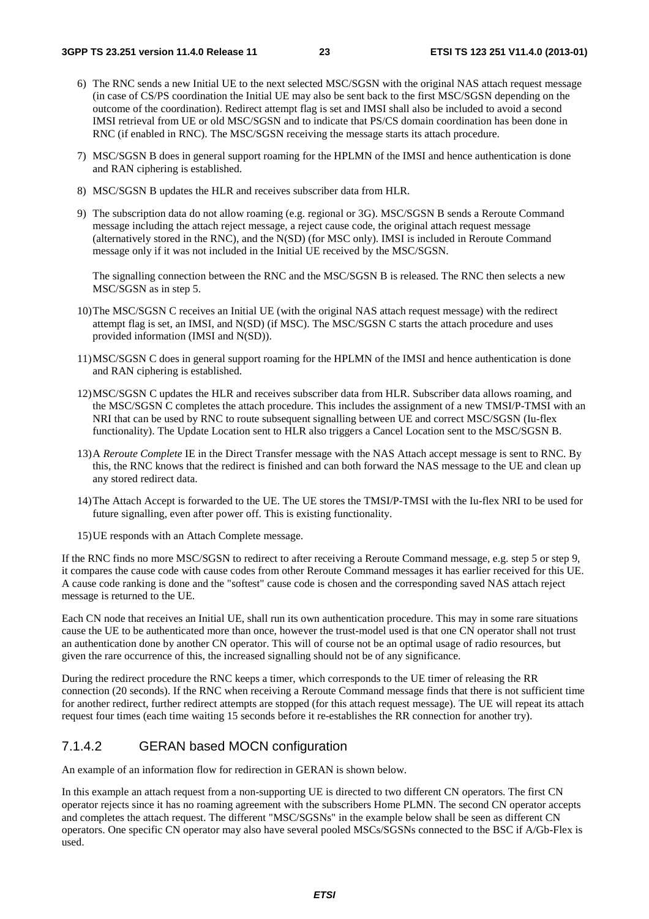6) The RNC sends a new Initial UE to the next selected MSC/SGSN with the original NAS attach request message (in case of CS/PS coordination the Initial UE may also be sent back to the first MSC/SGSN depending on the outcome of the coordination). Redirect attempt flag is set and IMSI shall also be included to avoid a second IMSI retrieval from UE or old MSC/SGSN and to indicate that PS/CS domain coordination has been done in RNC (if enabled in RNC). The MSC/SGSN receiving the message starts its attach procedure.

7) MSC/SGSN B does in general support roaming for the HPLMN of the IMSI and hence authentication is done and RAN ciphering is established.

8) MSC/SGSN B updates the HLR and receives subscriber data from HLR.

9) The subscription data do not allow roaming (e.g. regional or 3G). MSC/SGSN B sends a Reroute Command message including the attach reject message, a reject cause code, the original attach request message (alternatively stored in the RNC), and the N(SD) (for MSC only). IMSI is included in Reroute Command message only if it was not included in the Initial UE received by the MSC/SGSN.

   The signalling connection between the RNC and the MSC/SGSN B is released. The RNC then selects a new MSC/SGSN as in step 5.

10) The MSC/SGSN C receives an Initial UE (with the original NAS attach request message) with the redirect attempt flag is set, an IMSI, and N(SD) (if MSC). The MSC/SGSN C starts the attach procedure and uses provided information (IMSI and N(SD)).

11) MSC/SGSN C does in general support roaming for the HPLMN of the IMSI and hence authentication is done and RAN ciphering is established.

12) MSC/SGSN C updates the HLR and receives subscriber data from HLR. Subscriber data allows roaming, and the MSC/SGSN C completes the attach procedure. This includes the assignment of a new TMSI/P-TMSI with an NRI that can be used by RNC to route subsequent signalling between UE and correct MSC/SGSN (Iu-flex functionality). The Update Location sent to HLR also triggers a Cancel Location sent to the MSC/SGSN B.

13) A *Reroute Complete* IE in the Direct Transfer message with the NAS Attach accept message is sent to RNC. By this, the RNC knows that the redirect is finished and can both forward the NAS message to the UE and clean up any stored redirect data.

14) The Attach Accept is forwarded to the UE. The UE stores the TMSI/P-TMSI with the Iu-flex NRI to be used for future signalling, even after power off. This is existing functionality.

15) UE responds with an Attach Complete message.

If the RNC finds no more MSC/SGSN to redirect to after receiving a Reroute Command message, e.g. step 5 or step 9, it compares the cause code with cause codes from other Reroute Command messages it has earlier received for this UE. A cause code ranking is done and the "softest" cause code is chosen and the corresponding saved NAS attach reject message is returned to the UE.

Each CN node that receives an Initial UE, shall run its own authentication procedure. This may in some rare situations cause the UE to be authenticated more than once, however the trust-model used is that one CN operator shall not trust an authentication done by another CN operator. This will of course not be an optimal usage of radio resources, but given the rare occurrence of this, the increased signalling should not be of any significance.

During the redirect procedure the RNC keeps a timer, which corresponds to the UE timer of releasing the RR connection (20 seconds). If the RNC when receiving a Reroute Command message finds that there is not sufficient time for another redirect, further redirect attempts are stopped (for this attach request message). The UE will repeat its attach request four times (each time waiting 15 seconds before it re-establishes the RR connection for another try).

#### 7.1.4.2 GERAN based MOCN configuration

An example of an information flow for redirection in GERAN is shown below.

In this example an attach request from a non-supporting UE is directed to two different CN operators. The first CN operator rejects since it has no roaming agreement with the subscribers Home PLMN. The second CN operator accepts and completes the attach request. The different "MSC/SGSNs" in the example below shall be seen as different CN operators. One specific CN operator may also have several pooled MSCs/SGSNs connected to the BSC if A/Gb-Flex is used.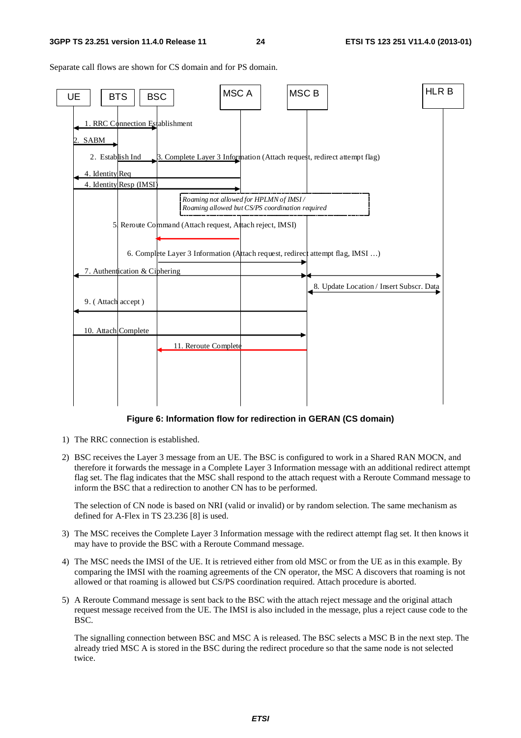Separate call flows are shown for CS domain and for PS domain.

**Figure 6: Information flow for redirection in GERAN (CS domain)**

1) The RRC connection is established.

2) BSC receives the Layer 3 message from an UE. The BSC is configured to work in a Shared RAN MOCN, and therefore it forwards the message in a Complete Layer 3 Information message with an additional redirect attempt flag set. The flag indicates that the MSC shall respond to the attach request with a Reroute Command message to inform the BSC that a redirection to another CN has to be performed.

   The selection of CN node is based on NRI (valid or invalid) or by random selection. The same mechanism as defined for A-Flex in TS 23.236 [8] is used.

3) The MSC receives the Complete Layer 3 Information message with the redirect attempt flag set. It then knows it may have to provide the BSC with a Reroute Command message.

4) The MSC needs the IMSI of the UE. It is retrieved either from old MSC or from the UE as in this example. By comparing the IMSI with the roaming agreements of the CN operator, the MSC A discovers that roaming is not allowed or that roaming is allowed but CS/PS coordination required. Attach procedure is aborted.

5) A Reroute Command message is sent back to the BSC with the attach reject message and the original attach request message received from the UE. The IMSI is also included in the message, plus a reject cause code to the BSC.

   The signalling connection between BSC and MSC A is released. The BSC selects a MSC B in the next step. The already tried MSC A is stored in the BSC during the redirect procedure so that the same node is not selected twice.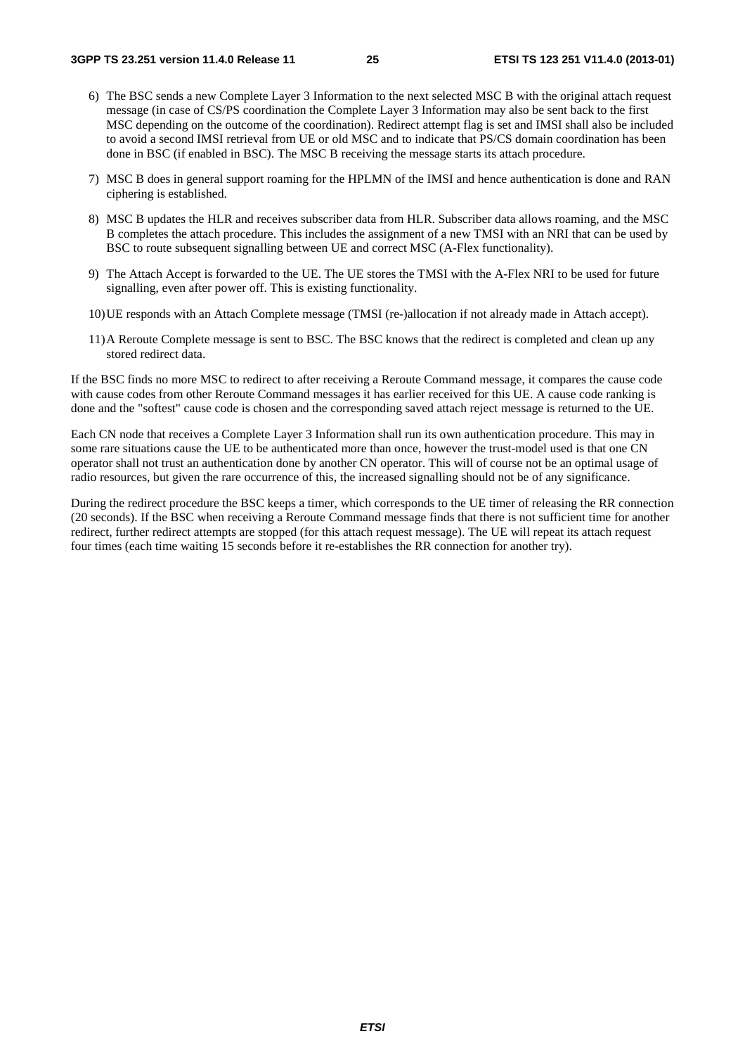6) The BSC sends a new Complete Layer 3 Information to the next selected MSC B with the original attach request message (in case of CS/PS coordination the Complete Layer 3 Information may also be sent back to the first MSC depending on the outcome of the coordination). Redirect attempt flag is set and IMSI shall also be included to avoid a second IMSI retrieval from UE or old MSC and to indicate that PS/CS domain coordination has been done in BSC (if enabled in BSC). The MSC B receiving the message starts its attach procedure.

7) MSC B does in general support roaming for the HPLMN of the IMSI and hence authentication is done and RAN ciphering is established.

8) MSC B updates the HLR and receives subscriber data from HLR. Subscriber data allows roaming, and the MSC B completes the attach procedure. This includes the assignment of a new TMSI with an NRI that can be used by BSC to route subsequent signalling between UE and correct MSC (A-Flex functionality).

9) The Attach Accept is forwarded to the UE. The UE stores the TMSI with the A-Flex NRI to be used for future signalling, even after power off. This is existing functionality.

10) UE responds with an Attach Complete message (TMSI (re-)allocation if not already made in Attach accept).

11) A Reroute Complete message is sent to BSC. The BSC knows that the redirect is completed and clean up any stored redirect data.

If the BSC finds no more MSC to redirect to after receiving a Reroute Command message, it compares the cause code with cause codes from other Reroute Command messages it has earlier received for this UE. A cause code ranking is done and the "softest" cause code is chosen and the corresponding saved attach reject message is returned to the UE.

Each CN node that receives a Complete Layer 3 Information shall run its own authentication procedure. This may in some rare situations cause the UE to be authenticated more than once, however the trust-model used is that one CN operator shall not trust an authentication done by another CN operator. This will of course not be an optimal usage of radio resources, but given the rare occurrence of this, the increased signalling should not be of any significance.

During the redirect procedure the BSC keeps a timer, which corresponds to the UE timer of releasing the RR connection (20 seconds). If the BSC when receiving a Reroute Command message finds that there is not sufficient time for another redirect, further redirect attempts are stopped (for this attach request message). The UE will repeat its attach request four times (each time waiting 15 seconds before it re-establishes the RR connection for another try).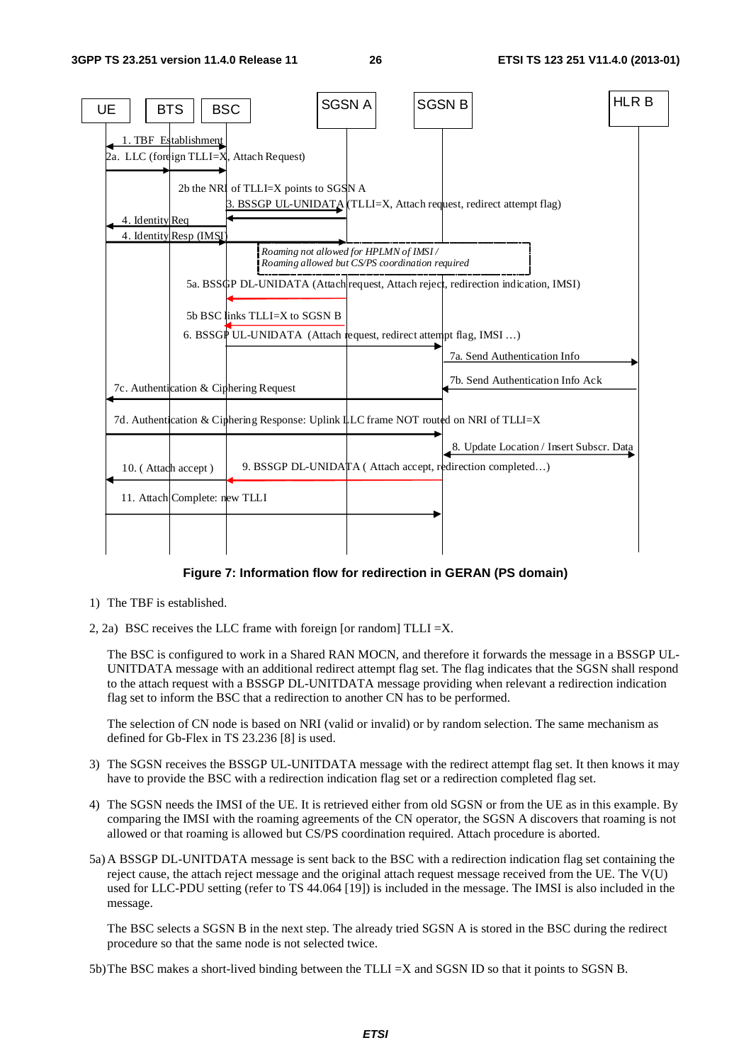**Figure 7: Information flow for redirection in GERAN (PS domain)**

1) The TBF is established.

2, 2a) BSC receives the LLC frame with foreign [or random] TLLI =X.

The BSC is configured to work in a Shared RAN MOCN, and therefore it forwards the message in a BSSGP UL-UNITDATA message with an additional redirect attempt flag set. The flag indicates that the SGSN shall respond to the attach request with a BSSGP DL-UNITDATA message providing when relevant a redirection indication flag set to inform the BSC that a redirection to another CN has to be performed.

The selection of CN node is based on NRI (valid or invalid) or by random selection. The same mechanism as defined for Gb-Flex in TS 23.236 [8] is used.

3) The SGSN receives the BSSGP UL-UNITDATA message with the redirect attempt flag set. It then knows it may have to provide the BSC with a redirection indication flag set or a redirection completed flag set.

4) The SGSN needs the IMSI of the UE. It is retrieved either from old SGSN or from the UE as in this example. By comparing the IMSI with the roaming agreements of the CN operator, the SGSN A discovers that roaming is not allowed or that roaming is allowed but CS/PS coordination required. Attach procedure is aborted.

5a) A BSSGP DL-UNITDATA message is sent back to the BSC with a redirection indication flag set containing the reject cause, the attach reject message and the original attach request message received from the UE. The V(U) used for LLC-PDU setting (refer to TS 44.064 [19]) is included in the message. The IMSI is also included in the message.

The BSC selects a SGSN B in the next step. The already tried SGSN A is stored in the BSC during the redirect procedure so that the same node is not selected twice.

5b) The BSC makes a short-lived binding between the TLLI =X and SGSN ID so that it points to SGSN B.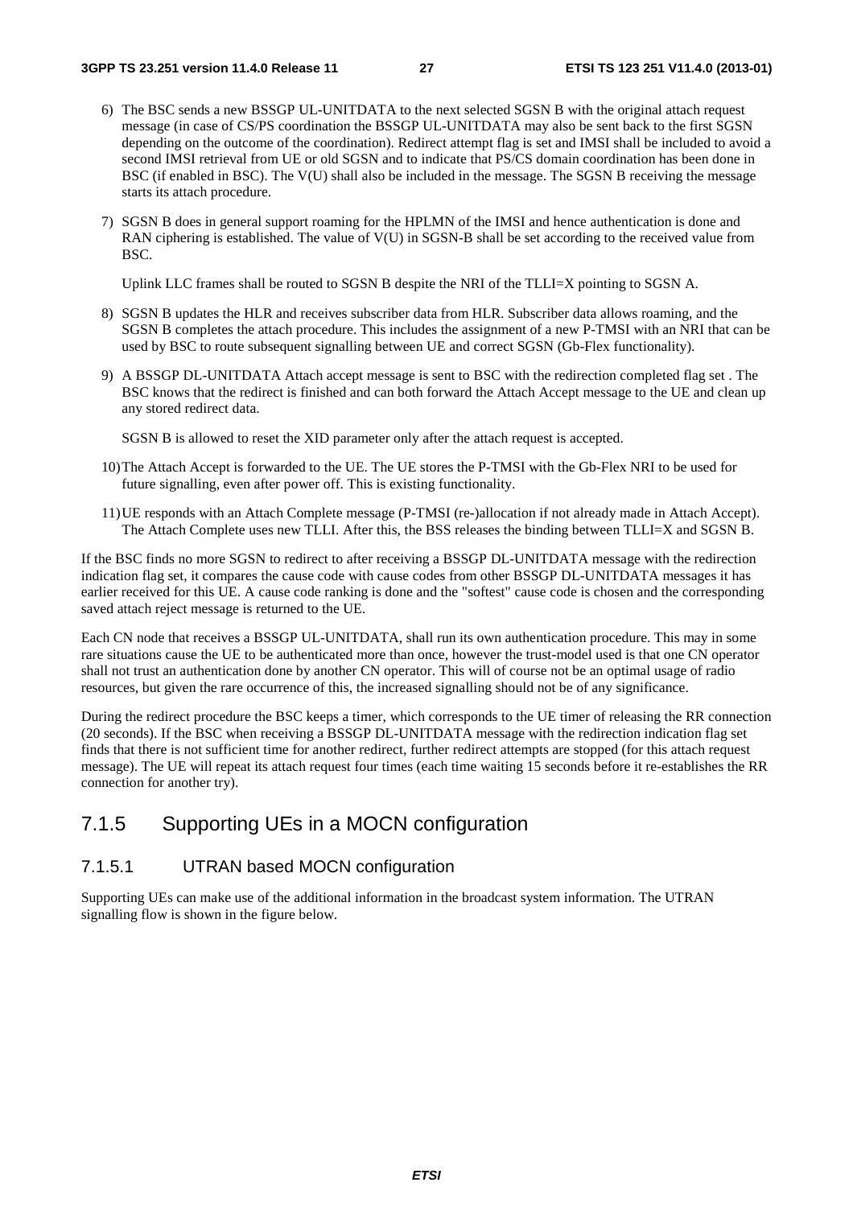6) The BSC sends a new BSSGP UL-UNITDATA to the next selected SGSN B with the original attach request message (in case of CS/PS coordination the BSSGP UL-UNITDATA may also be sent back to the first SGSN depending on the outcome of the coordination). Redirect attempt flag is set and IMSI shall be included to avoid a second IMSI retrieval from UE or old SGSN and to indicate that PS/CS domain coordination has been done in BSC (if enabled in BSC). The V(U) shall also be included in the message. The SGSN B receiving the message starts its attach procedure.

7) SGSN B does in general support roaming for the HPLMN of the IMSI and hence authentication is done and RAN ciphering is established. The value of V(U) in SGSN-B shall be set according to the received value from BSC.

   Uplink LLC frames shall be routed to SGSN B despite the NRI of the TLLI=X pointing to SGSN A.

8) SGSN B updates the HLR and receives subscriber data from HLR. Subscriber data allows roaming, and the SGSN B completes the attach procedure. This includes the assignment of a new P-TMSI with an NRI that can be used by BSC to route subsequent signalling between UE and correct SGSN (Gb-Flex functionality).

9) A BSSGP DL-UNITDATA Attach accept message is sent to BSC with the redirection completed flag set . The BSC knows that the redirect is finished and can both forward the Attach Accept message to the UE and clean up any stored redirect data.

   SGSN B is allowed to reset the XID parameter only after the attach request is accepted.

10) The Attach Accept is forwarded to the UE. The UE stores the P-TMSI with the Gb-Flex NRI to be used for future signalling, even after power off. This is existing functionality.

11) UE responds with an Attach Complete message (P-TMSI (re-)allocation if not already made in Attach Accept). The Attach Complete uses new TLLI. After this, the BSS releases the binding between TLLI=X and SGSN B.

If the BSC finds no more SGSN to redirect to after receiving a BSSGP DL-UNITDATA message with the redirection indication flag set, it compares the cause code with cause codes from other BSSGP DL-UNITDATA messages it has earlier received for this UE. A cause code ranking is done and the "softest" cause code is chosen and the corresponding saved attach reject message is returned to the UE.

Each CN node that receives a BSSGP UL-UNITDATA, shall run its own authentication procedure. This may in some rare situations cause the UE to be authenticated more than once, however the trust-model used is that one CN operator shall not trust an authentication done by another CN operator. This will of course not be an optimal usage of radio resources, but given the rare occurrence of this, the increased signalling should not be of any significance.

During the redirect procedure the BSC keeps a timer, which corresponds to the UE timer of releasing the RR connection (20 seconds). If the BSC when receiving a BSSGP DL-UNITDATA message with the redirection indication flag set finds that there is not sufficient time for another redirect, further redirect attempts are stopped (for this attach request message). The UE will repeat its attach request four times (each time waiting 15 seconds before it re-establishes the RR connection for another try).

## 7.1.5 Supporting UEs in a MOCN configuration

### 7.1.5.1 UTRAN based MOCN configuration

Supporting UEs can make use of the additional information in the broadcast system information. The UTRAN signalling flow is shown in the figure below.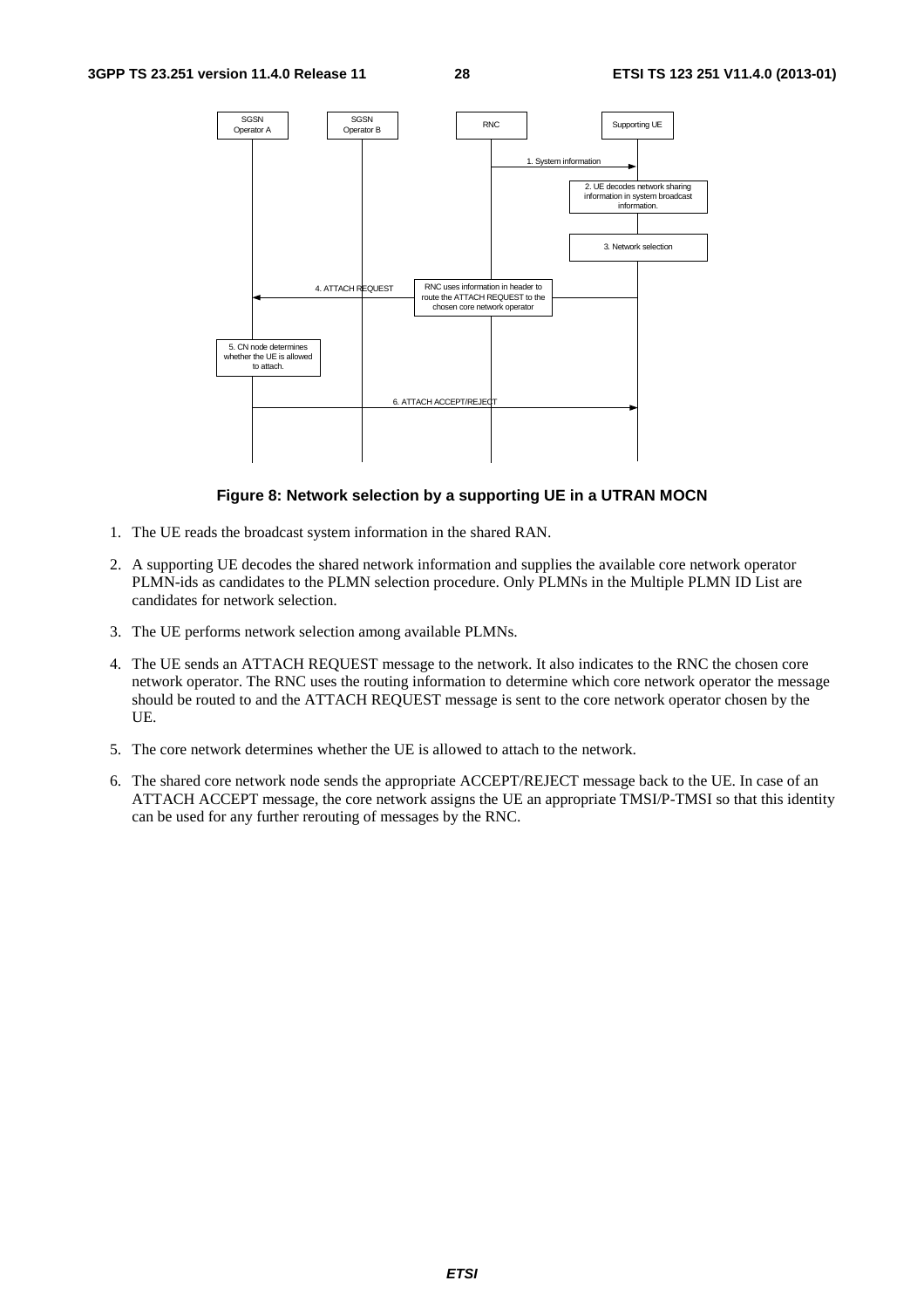**Figure 8: Network selection by a supporting UE in a UTRAN MOCN**

1. The UE reads the broadcast system information in the shared RAN.

2. A supporting UE decodes the shared network information and supplies the available core network operator PLMN-ids as candidates to the PLMN selection procedure. Only PLMNs in the Multiple PLMN ID List are candidates for network selection.

3. The UE performs network selection among available PLMNs.

4. The UE sends an ATTACH REQUEST message to the network. It also indicates to the RNC the chosen core network operator. The RNC uses the routing information to determine which core network operator the message should be routed to and the ATTACH REQUEST message is sent to the core network operator chosen by the UE.

5. The core network determines whether the UE is allowed to attach to the network.

6. The shared core network node sends the appropriate ACCEPT/REJECT message back to the UE. In case of an ATTACH ACCEPT message, the core network assigns the UE an appropriate TMSI/P-TMSI so that this identity can be used for any further rerouting of messages by the RNC.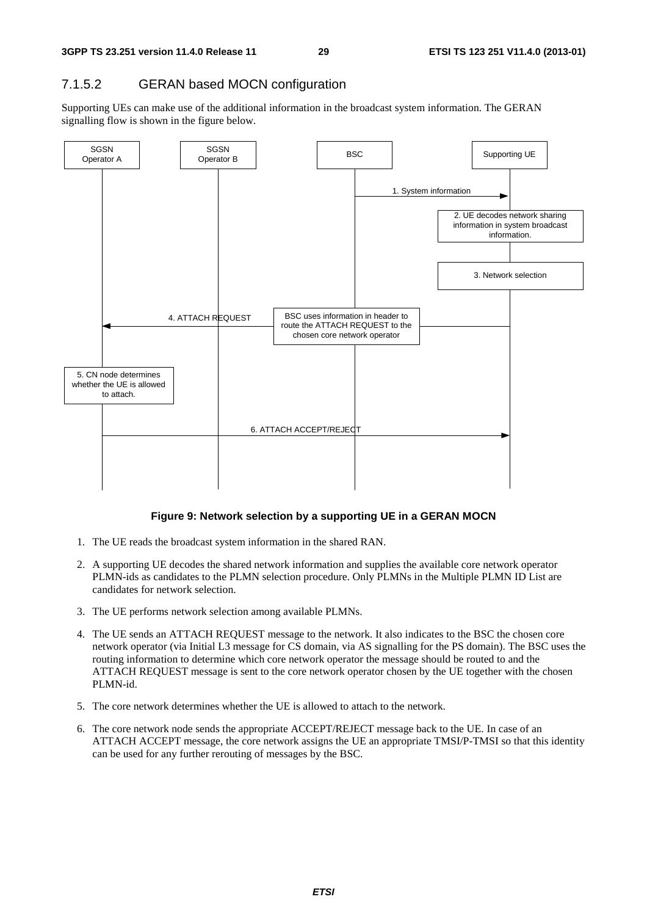### 7.1.5.2 GERAN based MOCN configuration

Supporting UEs can make use of the additional information in the broadcast system information. The GERAN signalling flow is shown in the figure below.

**Figure 9: Network selection by a supporting UE in a GERAN MOCN**

1. The UE reads the broadcast system information in the shared RAN.
2. A supporting UE decodes the shared network information and supplies the available core network operator PLMN-ids as candidates to the PLMN selection procedure. Only PLMNs in the Multiple PLMN ID List are candidates for network selection.
3. The UE performs network selection among available PLMNs.
4. The UE sends an ATTACH REQUEST message to the network. It also indicates to the BSC the chosen core network operator (via Initial L3 message for CS domain, via AS signalling for the PS domain). The BSC uses the routing information to determine which core network operator the message should be routed to and the ATTACH REQUEST message is sent to the core network operator chosen by the UE together with the chosen PLMN-id.
5. The core network determines whether the UE is allowed to attach to the network.
6. The core network node sends the appropriate ACCEPT/REJECT message back to the UE. In case of an ATTACH ACCEPT message, the core network assigns the UE an appropriate TMSI/P-TMSI so that this identity can be used for any further rerouting of messages by the BSC.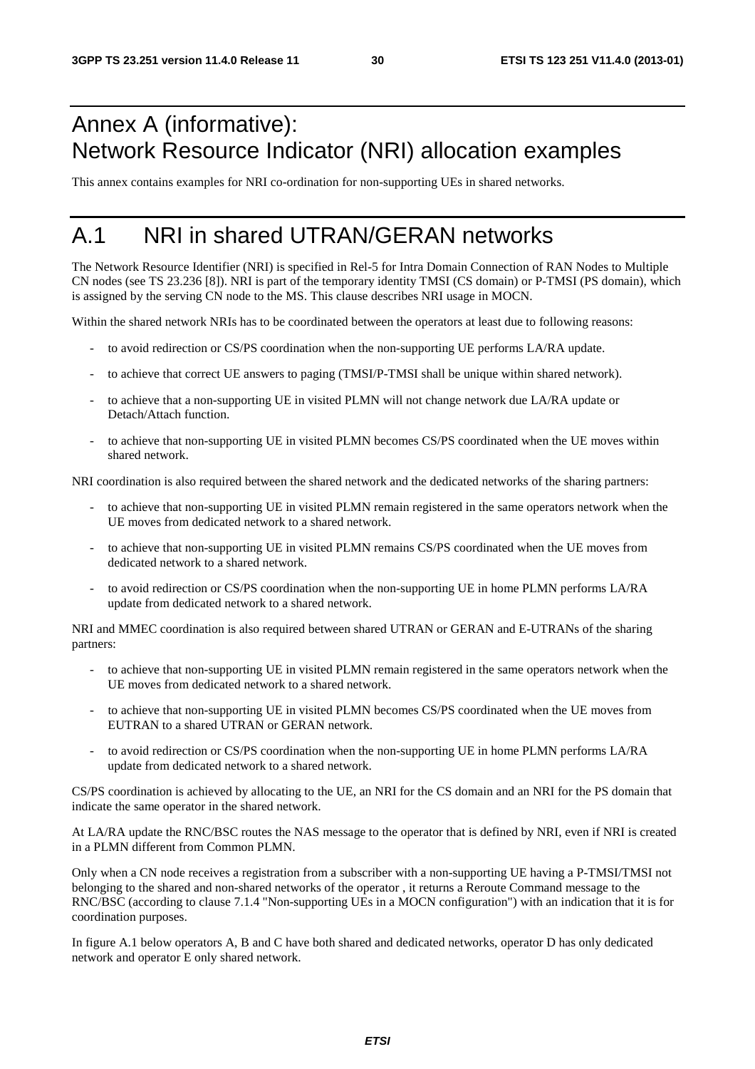# Annex A (informative): Network Resource Indicator (NRI) allocation examples

This annex contains examples for NRI co-ordination for non-supporting UEs in shared networks.

# A.1 NRI in shared UTRAN/GERAN networks

The Network Resource Identifier (NRI) is specified in Rel-5 for Intra Domain Connection of RAN Nodes to Multiple CN nodes (see TS 23.236 [8]). NRI is part of the temporary identity TMSI (CS domain) or P-TMSI (PS domain), which is assigned by the serving CN node to the MS. This clause describes NRI usage in MOCN.

Within the shared network NRIs has to be coordinated between the operators at least due to following reasons:

- to avoid redirection or CS/PS coordination when the non-supporting UE performs LA/RA update.
- to achieve that correct UE answers to paging (TMSI/P-TMSI shall be unique within shared network).
- to achieve that a non-supporting UE in visited PLMN will not change network due LA/RA update or Detach/Attach function.
- to achieve that non-supporting UE in visited PLMN becomes CS/PS coordinated when the UE moves within shared network.

NRI coordination is also required between the shared network and the dedicated networks of the sharing partners:

- to achieve that non-supporting UE in visited PLMN remain registered in the same operators network when the UE moves from dedicated network to a shared network.
- to achieve that non-supporting UE in visited PLMN remains CS/PS coordinated when the UE moves from dedicated network to a shared network.
- to avoid redirection or CS/PS coordination when the non-supporting UE in home PLMN performs LA/RA update from dedicated network to a shared network.

NRI and MMEC coordination is also required between shared UTRAN or GERAN and E-UTRANs of the sharing partners:

- to achieve that non-supporting UE in visited PLMN remain registered in the same operators network when the UE moves from dedicated network to a shared network.
- to achieve that non-supporting UE in visited PLMN becomes CS/PS coordinated when the UE moves from EUTRAN to a shared UTRAN or GERAN network.
- to avoid redirection or CS/PS coordination when the non-supporting UE in home PLMN performs LA/RA update from dedicated network to a shared network.

CS/PS coordination is achieved by allocating to the UE, an NRI for the CS domain and an NRI for the PS domain that indicate the same operator in the shared network.

At LA/RA update the RNC/BSC routes the NAS message to the operator that is defined by NRI, even if NRI is created in a PLMN different from Common PLMN.

Only when a CN node receives a registration from a subscriber with a non-supporting UE having a P-TMSI/TMSI not belonging to the shared and non-shared networks of the operator , it returns a Reroute Command message to the RNC/BSC (according to clause 7.1.4 "Non-supporting UEs in a MOCN configuration") with an indication that it is for coordination purposes.

In figure A.1 below operators A, B and C have both shared and dedicated networks, operator D has only dedicated network and operator E only shared network.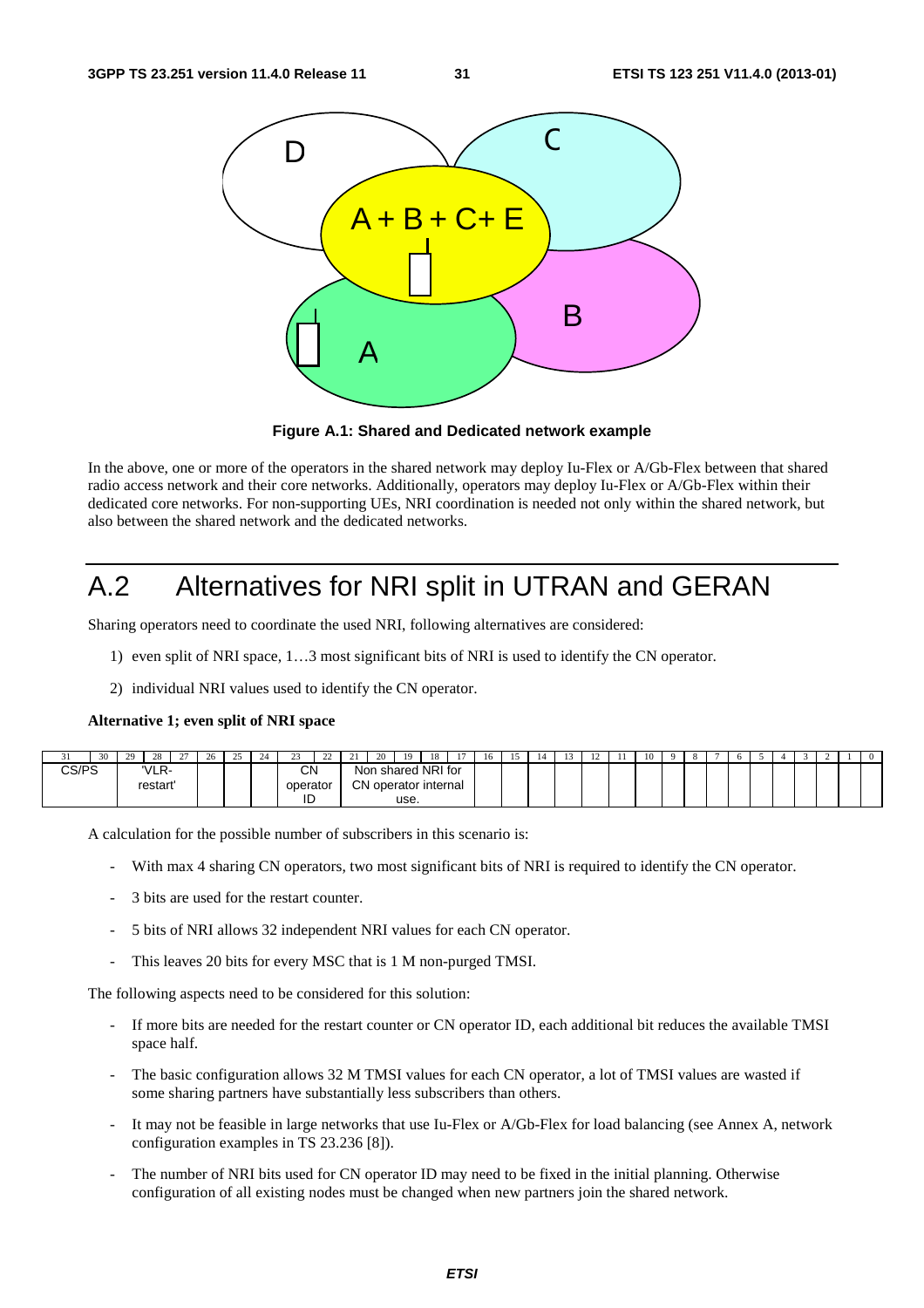Figure A.1: Shared and Dedicated network example

In the above, one or more of the operators in the shared network may deploy Iu-Flex or A/Gb-Flex between that shared radio access network and their core networks. Additionally, operators may deploy Iu-Flex or A/Gb-Flex within their dedicated core networks. For non-supporting UEs, NRI coordination is needed not only within the shared network, but also between the shared network and the dedicated networks.

# A.2 Alternatives for NRI split in UTRAN and GERAN

Sharing operators need to coordinate the used NRI, following alternatives are considered:

1) even split of NRI space, 1…3 most significant bits of NRI is used to identify the CN operator.
2) individual NRI values used to identify the CN operator.

**Alternative 1; even split of NRI space**

| 31 | 30 | 29 | 28 | 27 | 26 | 25 | 24 | 23 | 22 | 21 | 20 | 19 | 18 | 17 | 16 | 15 | 14 | 13 | 12 | 11 | 10 | 9 | 8 | 7 | 6 | 5 | 4 | 3 | 2 | 1 | 0 |
|---|---|---|---|---|---|---|---|---|---|---|---|---|---|---|---|---|---|---|---|---|---|---|---|---|---|---|---|---|---|---|---|
| CS/PS | | 'VLR-restart' | | | | | | CN operator ID | | Non shared NRI for CN operator internal use. | | | | | | | | | | | | | | | | | | | | | |

A calculation for the possible number of subscribers in this scenario is:

- With max 4 sharing CN operators, two most significant bits of NRI is required to identify the CN operator.
- 3 bits are used for the restart counter.
- 5 bits of NRI allows 32 independent NRI values for each CN operator.
- This leaves 20 bits for every MSC that is 1 M non-purged TMSI.

The following aspects need to be considered for this solution:

- If more bits are needed for the restart counter or CN operator ID, each additional bit reduces the available TMSI space half.
- The basic configuration allows 32 M TMSI values for each CN operator, a lot of TMSI values are wasted if some sharing partners have substantially less subscribers than others.
- It may not be feasible in large networks that use Iu-Flex or A/Gb-Flex for load balancing (see Annex A, network configuration examples in TS 23.236 [8]).
- The number of NRI bits used for CN operator ID may need to be fixed in the initial planning. Otherwise configuration of all existing nodes must be changed when new partners join the shared network.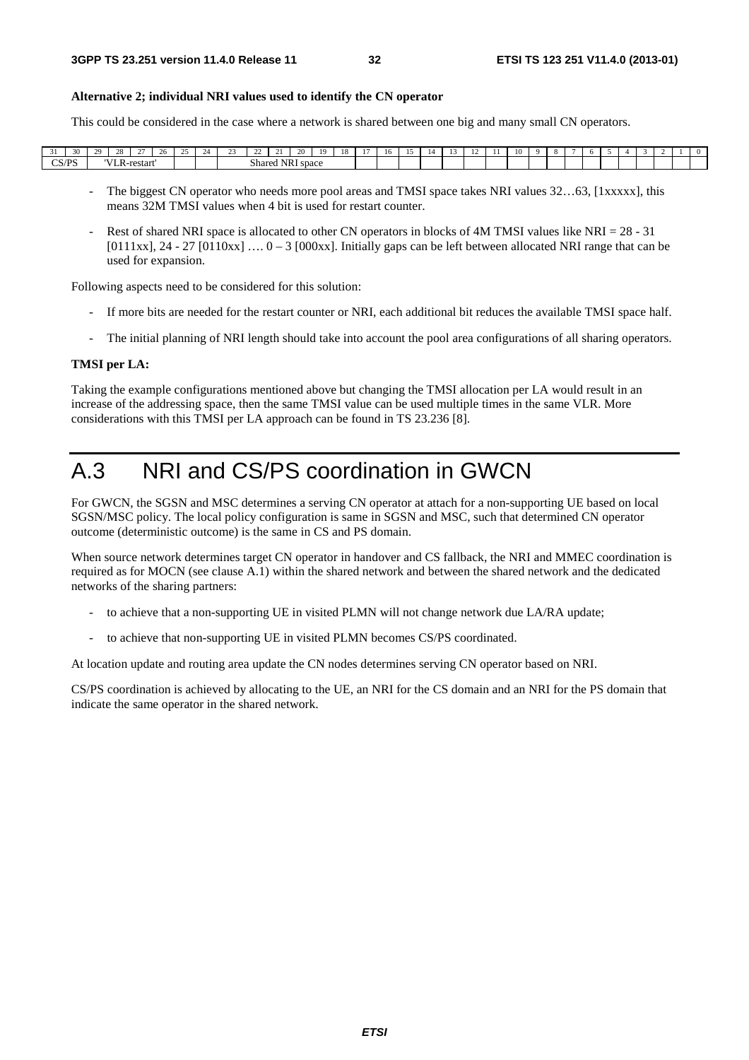**Alternative 2; individual NRI values used to identify the CN operator**

This could be considered in the case where a network is shared between one big and many small CN operators.

| 31 | 30 | 29 | 28 | 27 | 26 | 25 | 24 | 23 | 22 | 21 | 20 | 19 | 18 | 17 | 16 | 15 | 14 | 13 | 12 | 11 | 10 | 9 | 8 | 7 | 6 | 5 | 4 | 3 | 2 | 1 | 0 |
|---|---|---|---|---|---|---|---|---|---|---|---|---|---|---|---|---|---|---|---|---|---|---|---|---|---|---|---|---|---|---|---|
| CS/PS | | 'VLR-restart' | | | | | | Shared NRI space | | | | | | | | | | | | | | | | | | | | | | | |

- The biggest CN operator who needs more pool areas and TMSI space takes NRI values 32…63, [1xxxxx], this means 32M TMSI values when 4 bit is used for restart counter.
- Rest of shared NRI space is allocated to other CN operators in blocks of 4M TMSI values like NRI = 28 - 31 [0111xx], 24 - 27 [0110xx] …. 0 – 3 [000xx]. Initially gaps can be left between allocated NRI range that can be used for expansion.

Following aspects need to be considered for this solution:

- If more bits are needed for the restart counter or NRI, each additional bit reduces the available TMSI space half.
- The initial planning of NRI length should take into account the pool area configurations of all sharing operators.

**TMSI per LA:**

Taking the example configurations mentioned above but changing the TMSI allocation per LA would result in an increase of the addressing space, then the same TMSI value can be used multiple times in the same VLR. More considerations with this TMSI per LA approach can be found in TS 23.236 [8].

# A.3 NRI and CS/PS coordination in GWCN

For GWCN, the SGSN and MSC determines a serving CN operator at attach for a non-supporting UE based on local SGSN/MSC policy. The local policy configuration is same in SGSN and MSC, such that determined CN operator outcome (deterministic outcome) is the same in CS and PS domain.

When source network determines target CN operator in handover and CS fallback, the NRI and MMEC coordination is required as for MOCN (see clause A.1) within the shared network and between the shared network and the dedicated networks of the sharing partners:

- to achieve that a non-supporting UE in visited PLMN will not change network due LA/RA update;
- to achieve that non-supporting UE in visited PLMN becomes CS/PS coordinated.

At location update and routing area update the CN nodes determines serving CN operator based on NRI.

CS/PS coordination is achieved by allocating to the UE, an NRI for the CS domain and an NRI for the PS domain that indicate the same operator in the shared network.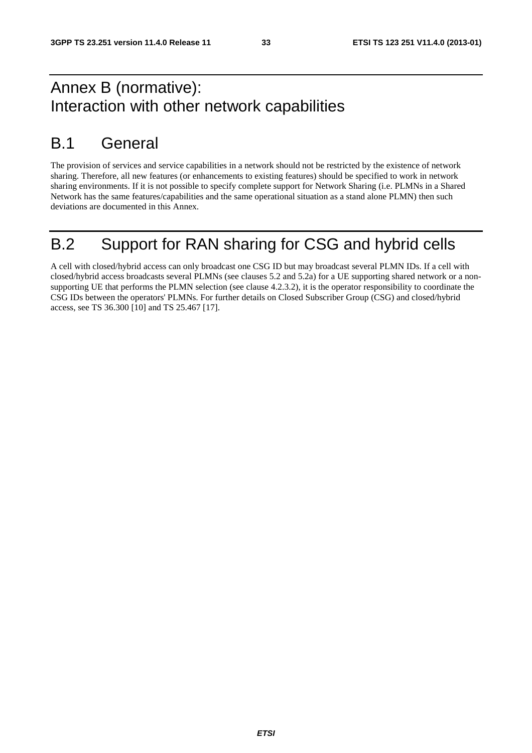# Annex B (normative): Interaction with other network capabilities

## B.1 General

The provision of services and service capabilities in a network should not be restricted by the existence of network sharing. Therefore, all new features (or enhancements to existing features) should be specified to work in network sharing environments. If it is not possible to specify complete support for Network Sharing (i.e. PLMNs in a Shared Network has the same features/capabilities and the same operational situation as a stand alone PLMN) then such deviations are documented in this Annex.

## B.2 Support for RAN sharing for CSG and hybrid cells

A cell with closed/hybrid access can only broadcast one CSG ID but may broadcast several PLMN IDs. If a cell with closed/hybrid access broadcasts several PLMNs (see clauses 5.2 and 5.2a) for a UE supporting shared network or a non-supporting UE that performs the PLMN selection (see clause 4.2.3.2), it is the operator responsibility to coordinate the CSG IDs between the operators' PLMNs. For further details on Closed Subscriber Group (CSG) and closed/hybrid access, see TS 36.300 [10] and TS 25.467 [17].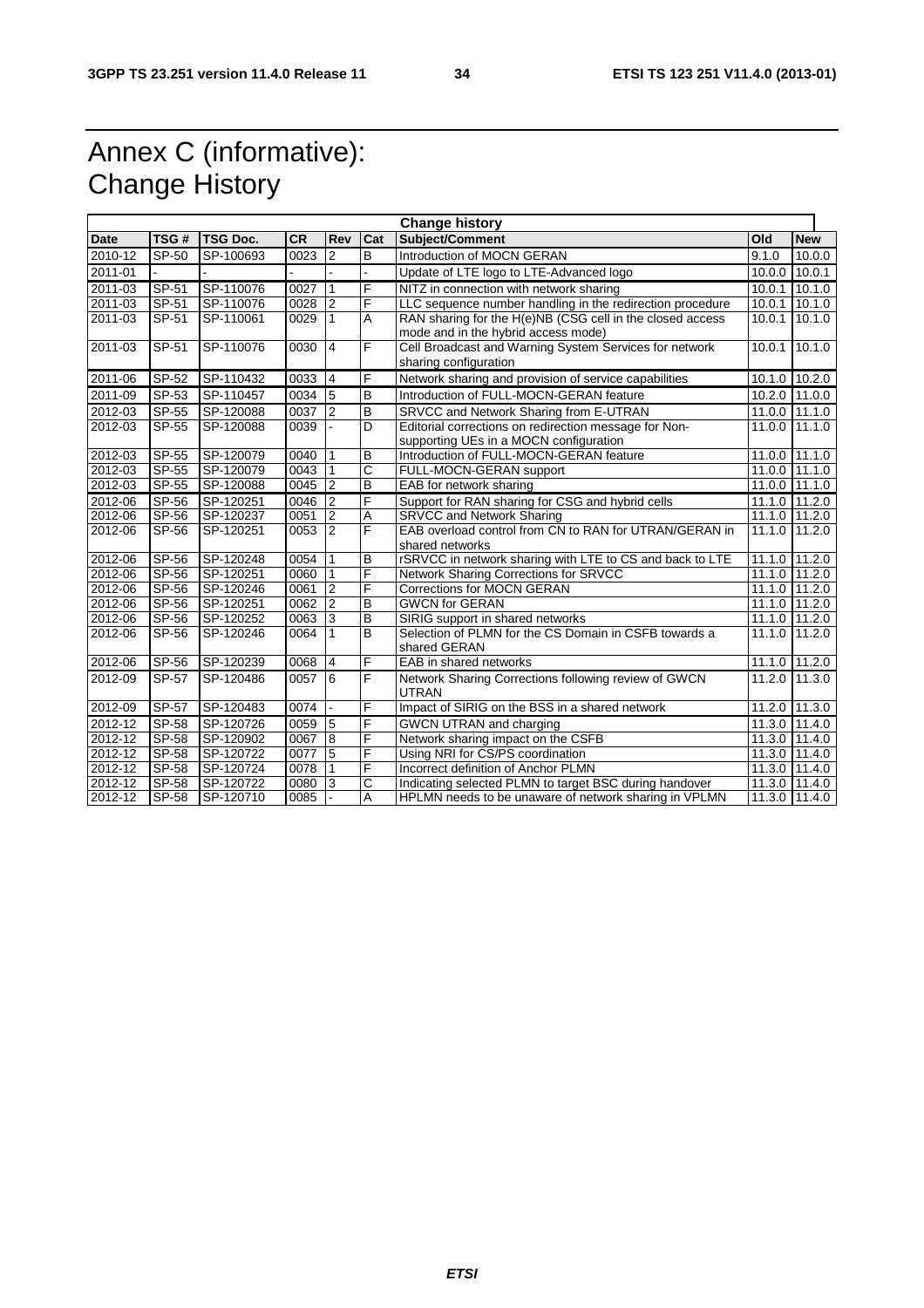# Annex C (informative): Change History

| Change history | | | | | | | | |
|---|---|---|---|---|---|---|---|---|
| **Date** | **TSG #** | **TSG Doc.** | **CR** | **Rev** | **Cat** | **Subject/Comment** | **Old** | **New** |
| 2010-12 | SP-50 | SP-100693 | 0023 | 2 | B | Introduction of MOCN GERAN | 9.1.0 | 10.0.0 |
| 2011-01 | - | - | - | - | - | Update of LTE logo to LTE-Advanced logo | 10.0.0 | 10.0.1 |
| 2011-03 | SP-51 | SP-110076 | 0027 | 1 | F | NITZ in connection with network sharing | 10.0.1 | 10.1.0 |
| 2011-03 | SP-51 | SP-110076 | 0028 | 2 | F | LLC sequence number handling in the redirection procedure | 10.0.1 | 10.1.0 |
| 2011-03 | SP-51 | SP-110061 | 0029 | 1 | A | RAN sharing for the H(e)NB (CSG cell in the closed access mode and in the hybrid access mode) | 10.0.1 | 10.1.0 |
| 2011-03 | SP-51 | SP-110076 | 0030 | 4 | F | Cell Broadcast and Warning System Services for network sharing configuration | 10.0.1 | 10.1.0 |
| 2011-06 | SP-52 | SP-110432 | 0033 | 4 | F | Network sharing and provision of service capabilities | 10.1.0 | 10.2.0 |
| 2011-09 | SP-53 | SP-110457 | 0034 | 5 | B | Introduction of FULL-MOCN-GERAN feature | 10.2.0 | 11.0.0 |
| 2012-03 | SP-55 | SP-120088 | 0037 | 2 | B | SRVCC and Network Sharing from E-UTRAN | 11.0.0 | 11.1.0 |
| 2012-03 | SP-55 | SP-120088 | 0039 | - | D | Editorial corrections on redirection message for Non-supporting UEs in a MOCN configuration | 11.0.0 | 11.1.0 |
| 2012-03 | SP-55 | SP-120079 | 0040 | 1 | B | Introduction of FULL-MOCN-GERAN feature | 11.0.0 | 11.1.0 |
| 2012-03 | SP-55 | SP-120079 | 0043 | 1 | C | FULL-MOCN-GERAN support | 11.0.0 | 11.1.0 |
| 2012-03 | SP-55 | SP-120088 | 0045 | 2 | B | EAB for network sharing | 11.0.0 | 11.1.0 |
| 2012-06 | SP-56 | SP-120251 | 0046 | 2 | F | Support for RAN sharing for CSG and hybrid cells | 11.1.0 | 11.2.0 |
| 2012-06 | SP-56 | SP-120237 | 0051 | 2 | A | SRVCC and Network Sharing | 11.1.0 | 11.2.0 |
| 2012-06 | SP-56 | SP-120251 | 0053 | 2 | F | EAB overload control from CN to RAN for UTRAN/GERAN in shared networks | 11.1.0 | 11.2.0 |
| 2012-06 | SP-56 | SP-120248 | 0054 | 1 | B | rSRVCC in network sharing with LTE to CS and back to LTE | 11.1.0 | 11.2.0 |
| 2012-06 | SP-56 | SP-120251 | 0060 | 1 | F | Network Sharing Corrections for SRVCC | 11.1.0 | 11.2.0 |
| 2012-06 | SP-56 | SP-120246 | 0061 | 2 | F | Corrections for MOCN GERAN | 11.1.0 | 11.2.0 |
| 2012-06 | SP-56 | SP-120251 | 0062 | 2 | B | GWCN for GERAN | 11.1.0 | 11.2.0 |
| 2012-06 | SP-56 | SP-120252 | 0063 | 3 | B | SIRIG support in shared networks | 11.1.0 | 11.2.0 |
| 2012-06 | SP-56 | SP-120246 | 0064 | 1 | B | Selection of PLMN for the CS Domain in CSFB towards a shared GERAN | 11.1.0 | 11.2.0 |
| 2012-06 | SP-56 | SP-120239 | 0068 | 4 | F | EAB in shared networks | 11.1.0 | 11.2.0 |
| 2012-09 | SP-57 | SP-120486 | 0057 | 6 | F | Network Sharing Corrections following review of GWCN UTRAN | 11.2.0 | 11.3.0 |
| 2012-09 | SP-57 | SP-120483 | 0074 | - | F | Impact of SIRIG on the BSS in a shared network | 11.2.0 | 11.3.0 |
| 2012-12 | SP-58 | SP-120726 | 0059 | 5 | F | GWCN UTRAN and charging | 11.3.0 | 11.4.0 |
| 2012-12 | SP-58 | SP-120902 | 0067 | 8 | F | Network sharing impact on the CSFB | 11.3.0 | 11.4.0 |
| 2012-12 | SP-58 | SP-120722 | 0077 | 5 | F | Using NRI for CS/PS coordination | 11.3.0 | 11.4.0 |
| 2012-12 | SP-58 | SP-120724 | 0078 | 1 | F | Incorrect definition of Anchor PLMN | 11.3.0 | 11.4.0 |
| 2012-12 | SP-58 | SP-120722 | 0080 | 3 | C | Indicating selected PLMN to target BSC during handover | 11.3.0 | 11.4.0 |
| 2012-12 | SP-58 | SP-120710 | 0085 | - | A | HPLMN needs to be unaware of network sharing in VPLMN | 11.3.0 | 11.4.0 |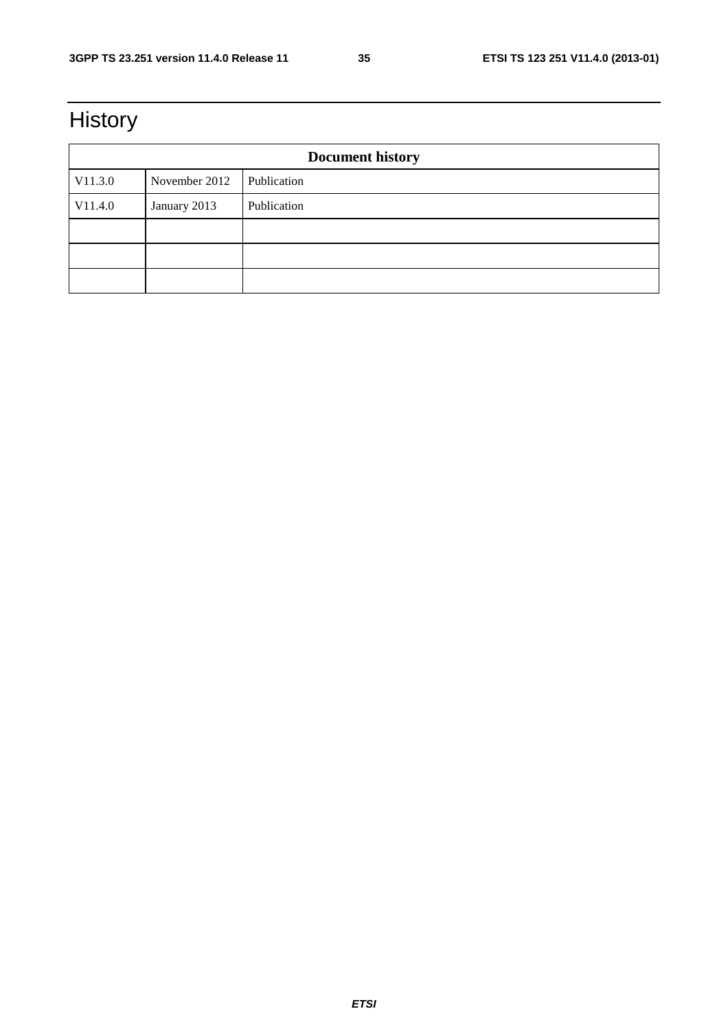# History

| Document history | | |
|---|---|---|
| V11.3.0 | November 2012 | Publication |
| V11.4.0 | January 2013 | Publication |
| | | |
| | | |
| | | |